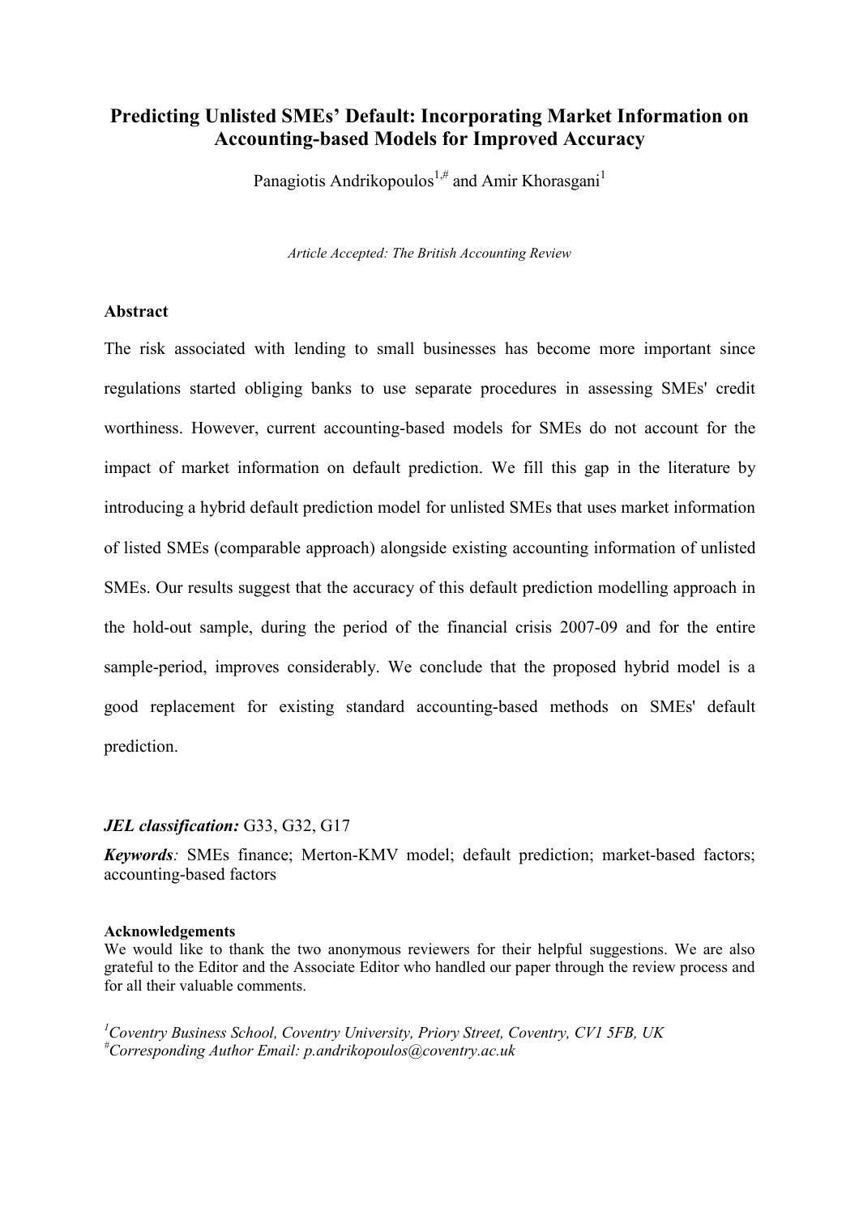# Predicting Unlisted SMEs' Default: Incorporating Market Information on Accounting-based Models for Improved Accuracy

Panagiotis Andrikopoulos[1,#] and Amir Khorasgani[1]

*Article Accepted: The British Accounting Review*

## Abstract

The risk associated with lending to small businesses has become more important since regulations started obliging banks to use separate procedures in assessing SMEs' credit worthiness. However, current accounting-based models for SMEs do not account for the impact of market information on default prediction. We fill this gap in the literature by introducing a hybrid default prediction model for unlisted SMEs that uses market information of listed SMEs (comparable approach) alongside existing accounting information of unlisted SMEs. Our results suggest that the accuracy of this default prediction modelling approach in the hold-out sample, during the period of the financial crisis 2007-09 and for the entire sample-period, improves considerably. We conclude that the proposed hybrid model is a good replacement for existing standard accounting-based methods on SMEs' default prediction.

***JEL classification:*** G33, G32, G17

***Keywords**:* SMEs finance; Merton-KMV model; default prediction; market-based factors; accounting-based factors

**Acknowledgements**

We would like to thank the two anonymous reviewers for their helpful suggestions. We are also grateful to the Editor and the Associate Editor who handled our paper through the review process and for all their valuable comments.

[1]*Coventry Business School, Coventry University, Priory Street, Coventry, CV1 5FB, UK*

[#]*Corresponding Author Email: p.andrikopoulos@coventry.ac.uk*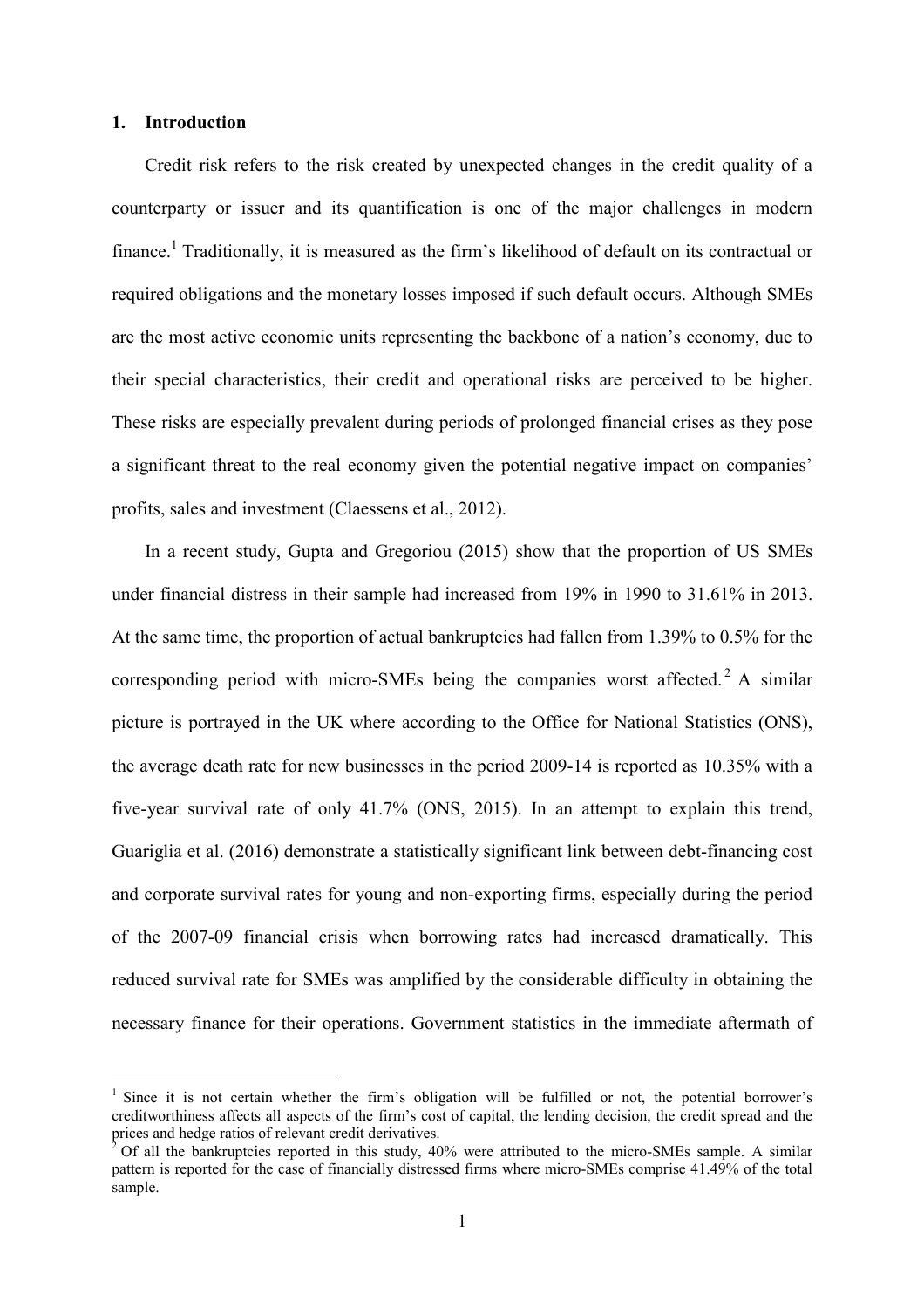## 1. Introduction

Credit risk refers to the risk created by unexpected changes in the credit quality of a counterparty or issuer and its quantification is one of the major challenges in modern finance.[1] Traditionally, it is measured as the firm's likelihood of default on its contractual or required obligations and the monetary losses imposed if such default occurs. Although SMEs are the most active economic units representing the backbone of a nation's economy, due to their special characteristics, their credit and operational risks are perceived to be higher. These risks are especially prevalent during periods of prolonged financial crises as they pose a significant threat to the real economy given the potential negative impact on companies' profits, sales and investment (Claessens et al., 2012).

In a recent study, Gupta and Gregoriou (2015) show that the proportion of US SMEs under financial distress in their sample had increased from 19% in 1990 to 31.61% in 2013. At the same time, the proportion of actual bankruptcies had fallen from 1.39% to 0.5% for the corresponding period with micro-SMEs being the companies worst affected.[2] A similar picture is portrayed in the UK where according to the Office for National Statistics (ONS), the average death rate for new businesses in the period 2009-14 is reported as 10.35% with a five-year survival rate of only 41.7% (ONS, 2015). In an attempt to explain this trend, Guariglia et al. (2016) demonstrate a statistically significant link between debt-financing cost and corporate survival rates for young and non-exporting firms, especially during the period of the 2007-09 financial crisis when borrowing rates had increased dramatically. This reduced survival rate for SMEs was amplified by the considerable difficulty in obtaining the necessary finance for their operations. Government statistics in the immediate aftermath of

[1] Since it is not certain whether the firm's obligation will be fulfilled or not, the potential borrower's creditworthiness affects all aspects of the firm's cost of capital, the lending decision, the credit spread and the prices and hedge ratios of relevant credit derivatives.

[2] Of all the bankruptcies reported in this study, 40% were attributed to the micro-SMEs sample. A similar pattern is reported for the case of financially distressed firms where micro-SMEs comprise 41.49% of the total sample.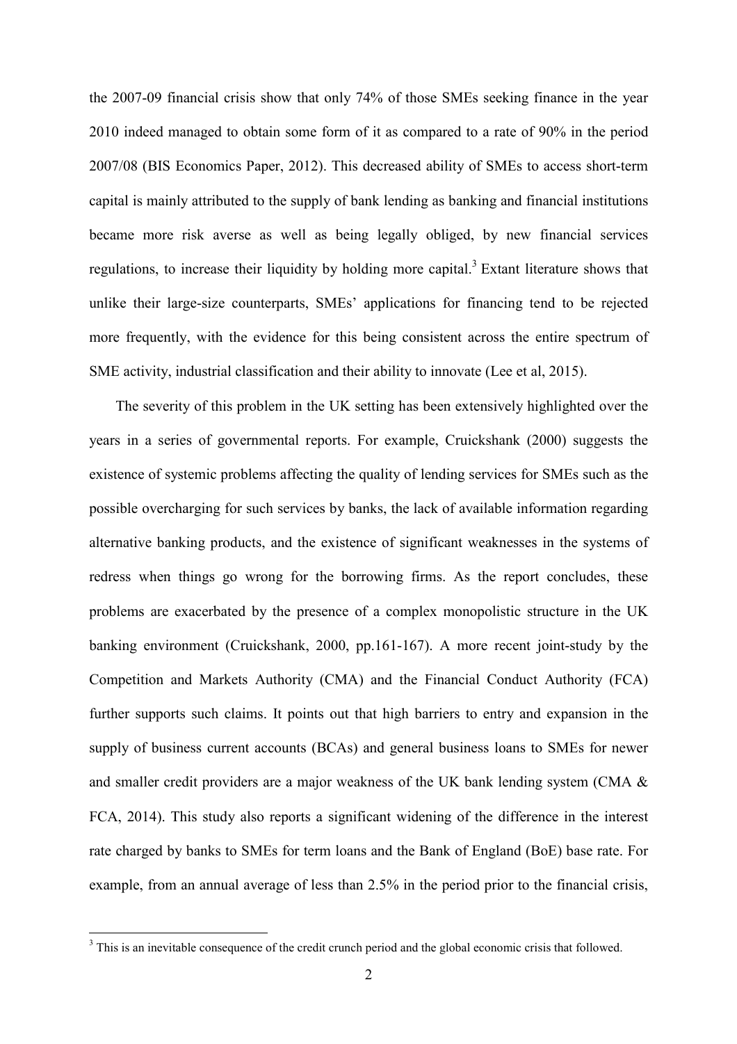the 2007-09 financial crisis show that only 74% of those SMEs seeking finance in the year 2010 indeed managed to obtain some form of it as compared to a rate of 90% in the period 2007/08 (BIS Economics Paper, 2012). This decreased ability of SMEs to access short-term capital is mainly attributed to the supply of bank lending as banking and financial institutions became more risk averse as well as being legally obliged, by new financial services regulations, to increase their liquidity by holding more capital.[3] Extant literature shows that unlike their large-size counterparts, SMEs' applications for financing tend to be rejected more frequently, with the evidence for this being consistent across the entire spectrum of SME activity, industrial classification and their ability to innovate (Lee et al, 2015).

The severity of this problem in the UK setting has been extensively highlighted over the years in a series of governmental reports. For example, Cruickshank (2000) suggests the existence of systemic problems affecting the quality of lending services for SMEs such as the possible overcharging for such services by banks, the lack of available information regarding alternative banking products, and the existence of significant weaknesses in the systems of redress when things go wrong for the borrowing firms. As the report concludes, these problems are exacerbated by the presence of a complex monopolistic structure in the UK banking environment (Cruickshank, 2000, pp.161-167). A more recent joint-study by the Competition and Markets Authority (CMA) and the Financial Conduct Authority (FCA) further supports such claims. It points out that high barriers to entry and expansion in the supply of business current accounts (BCAs) and general business loans to SMEs for newer and smaller credit providers are a major weakness of the UK bank lending system (CMA & FCA, 2014). This study also reports a significant widening of the difference in the interest rate charged by banks to SMEs for term loans and the Bank of England (BoE) base rate. For example, from an annual average of less than 2.5% in the period prior to the financial crisis,

[3] This is an inevitable consequence of the credit crunch period and the global economic crisis that followed.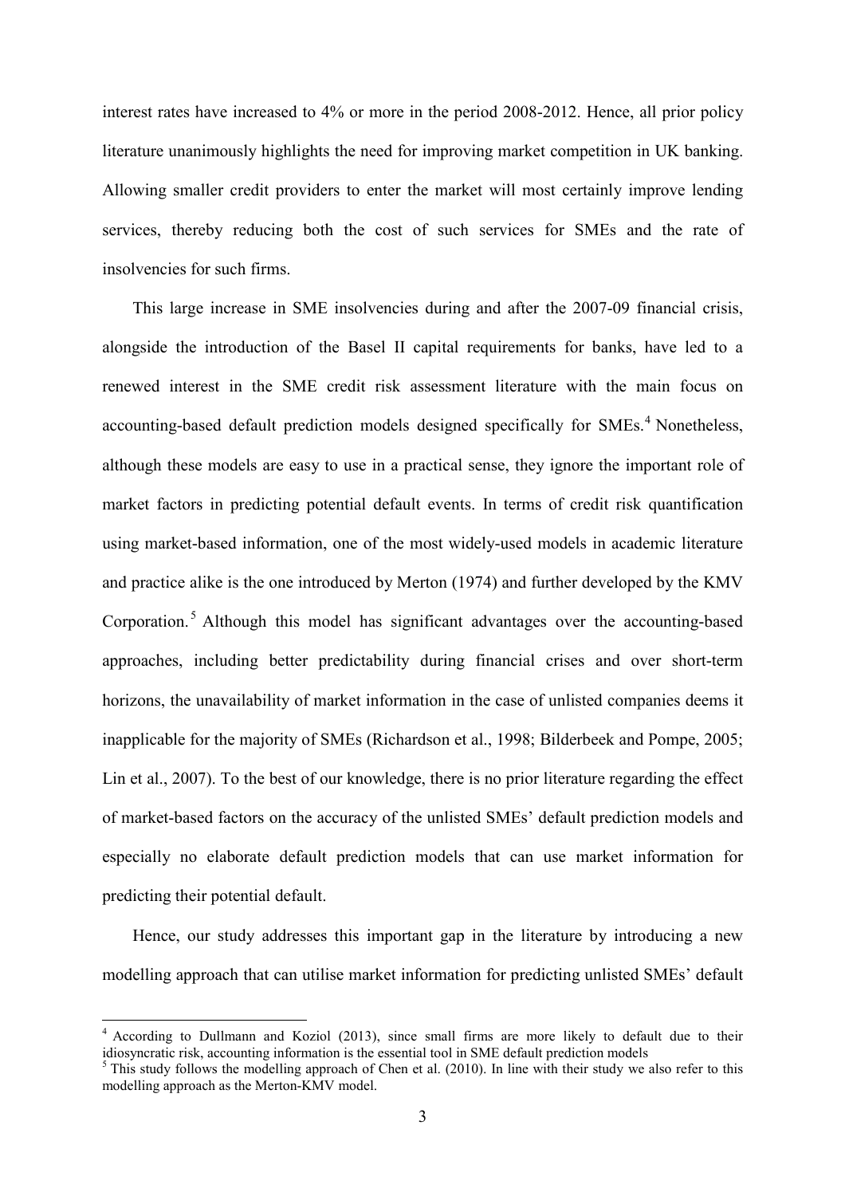interest rates have increased to 4% or more in the period 2008-2012. Hence, all prior policy literature unanimously highlights the need for improving market competition in UK banking. Allowing smaller credit providers to enter the market will most certainly improve lending services, thereby reducing both the cost of such services for SMEs and the rate of insolvencies for such firms.

This large increase in SME insolvencies during and after the 2007-09 financial crisis, alongside the introduction of the Basel II capital requirements for banks, have led to a renewed interest in the SME credit risk assessment literature with the main focus on accounting-based default prediction models designed specifically for SMEs.[4] Nonetheless, although these models are easy to use in a practical sense, they ignore the important role of market factors in predicting potential default events. In terms of credit risk quantification using market-based information, one of the most widely-used models in academic literature and practice alike is the one introduced by Merton (1974) and further developed by the KMV Corporation.[5] Although this model has significant advantages over the accounting-based approaches, including better predictability during financial crises and over short-term horizons, the unavailability of market information in the case of unlisted companies deems it inapplicable for the majority of SMEs (Richardson et al., 1998; Bilderbeek and Pompe, 2005; Lin et al., 2007). To the best of our knowledge, there is no prior literature regarding the effect of market-based factors on the accuracy of the unlisted SMEs' default prediction models and especially no elaborate default prediction models that can use market information for predicting their potential default.

Hence, our study addresses this important gap in the literature by introducing a new modelling approach that can utilise market information for predicting unlisted SMEs' default

---

[4] According to Dullmann and Koziol (2013), since small firms are more likely to default due to their idiosyncratic risk, accounting information is the essential tool in SME default prediction models

[5] This study follows the modelling approach of Chen et al. (2010). In line with their study we also refer to this modelling approach as the Merton-KMV model.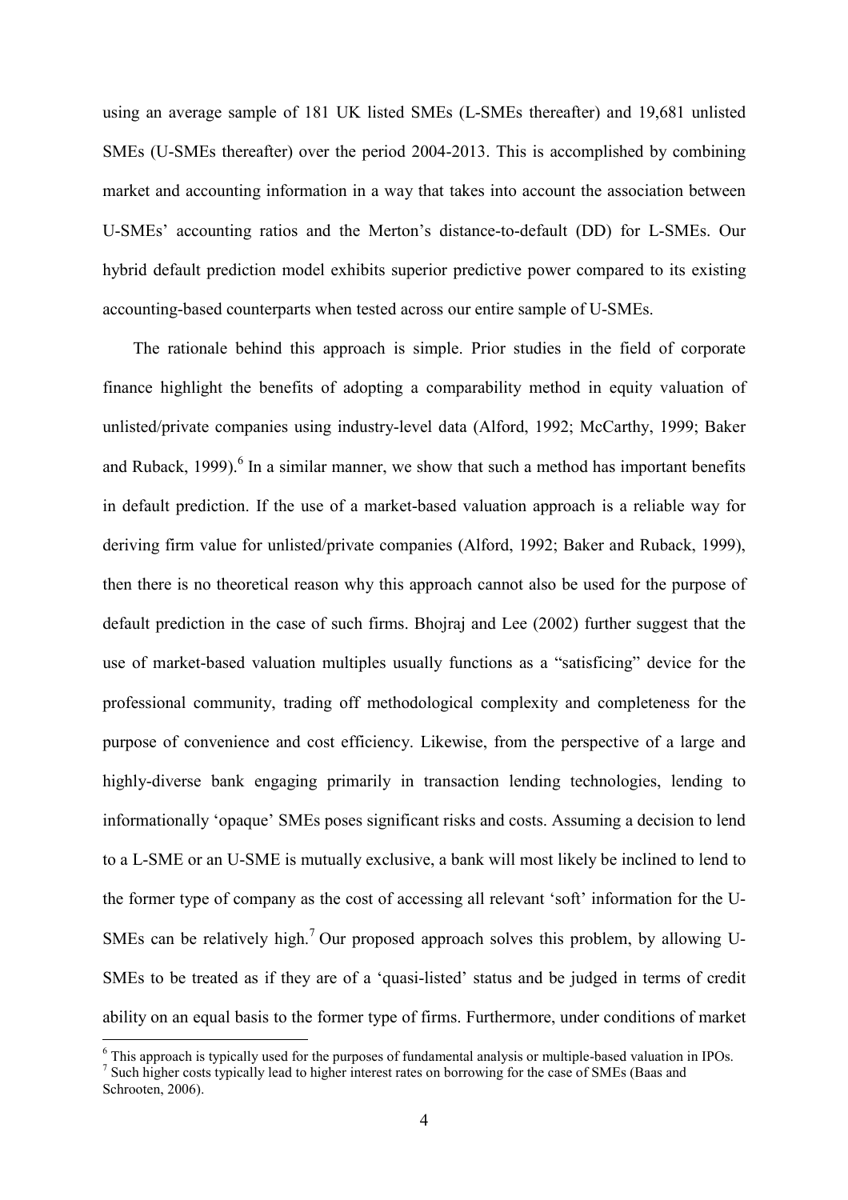using an average sample of 181 UK listed SMEs (L-SMEs thereafter) and 19,681 unlisted SMEs (U-SMEs thereafter) over the period 2004-2013. This is accomplished by combining market and accounting information in a way that takes into account the association between U-SMEs' accounting ratios and the Merton's distance-to-default (DD) for L-SMEs. Our hybrid default prediction model exhibits superior predictive power compared to its existing accounting-based counterparts when tested across our entire sample of U-SMEs.

The rationale behind this approach is simple. Prior studies in the field of corporate finance highlight the benefits of adopting a comparability method in equity valuation of unlisted/private companies using industry-level data (Alford, 1992; McCarthy, 1999; Baker and Ruback, 1999).[6] In a similar manner, we show that such a method has important benefits in default prediction. If the use of a market-based valuation approach is a reliable way for deriving firm value for unlisted/private companies (Alford, 1992; Baker and Ruback, 1999), then there is no theoretical reason why this approach cannot also be used for the purpose of default prediction in the case of such firms. Bhojraj and Lee (2002) further suggest that the use of market-based valuation multiples usually functions as a "satisficing" device for the professional community, trading off methodological complexity and completeness for the purpose of convenience and cost efficiency. Likewise, from the perspective of a large and highly-diverse bank engaging primarily in transaction lending technologies, lending to informationally 'opaque' SMEs poses significant risks and costs. Assuming a decision to lend to a L-SME or an U-SME is mutually exclusive, a bank will most likely be inclined to lend to the former type of company as the cost of accessing all relevant 'soft' information for the U-SMEs can be relatively high.[7] Our proposed approach solves this problem, by allowing U-SMEs to be treated as if they are of a 'quasi-listed' status and be judged in terms of credit ability on an equal basis to the former type of firms. Furthermore, under conditions of market

[6] This approach is typically used for the purposes of fundamental analysis or multiple-based valuation in IPOs.

[7] Such higher costs typically lead to higher interest rates on borrowing for the case of SMEs (Baas and Schrooten, 2006).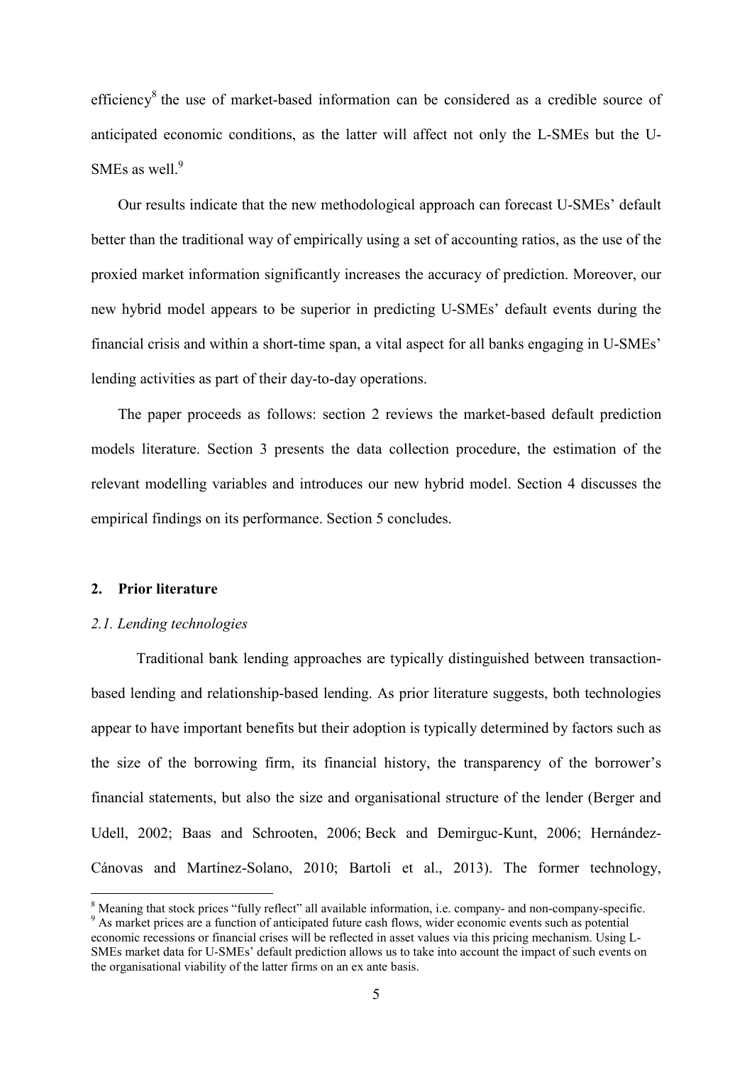efficiency[8] the use of market-based information can be considered as a credible source of anticipated economic conditions, as the latter will affect not only the L-SMEs but the U-SMEs as well.[9]

Our results indicate that the new methodological approach can forecast U-SMEs' default better than the traditional way of empirically using a set of accounting ratios, as the use of the proxied market information significantly increases the accuracy of prediction. Moreover, our new hybrid model appears to be superior in predicting U-SMEs' default events during the financial crisis and within a short-time span, a vital aspect for all banks engaging in U-SMEs' lending activities as part of their day-to-day operations.

The paper proceeds as follows: section 2 reviews the market-based default prediction models literature. Section 3 presents the data collection procedure, the estimation of the relevant modelling variables and introduces our new hybrid model. Section 4 discusses the empirical findings on its performance. Section 5 concludes.

## 2. Prior literature

### *2.1. Lending technologies*

Traditional bank lending approaches are typically distinguished between transaction-based lending and relationship-based lending. As prior literature suggests, both technologies appear to have important benefits but their adoption is typically determined by factors such as the size of the borrowing firm, its financial history, the transparency of the borrower's financial statements, but also the size and organisational structure of the lender (Berger and Udell, 2002; Baas and Schrooten, 2006; Beck and Demirguc-Kunt, 2006; Hernández-Cánovas and Martínez-Solano, 2010; Bartoli et al., 2013). The former technology,

---

[8] Meaning that stock prices "fully reflect" all available information, i.e. company- and non-company-specific.

[9] As market prices are a function of anticipated future cash flows, wider economic events such as potential economic recessions or financial crises will be reflected in asset values via this pricing mechanism. Using L-SMEs market data for U-SMEs' default prediction allows us to take into account the impact of such events on the organisational viability of the latter firms on an ex ante basis.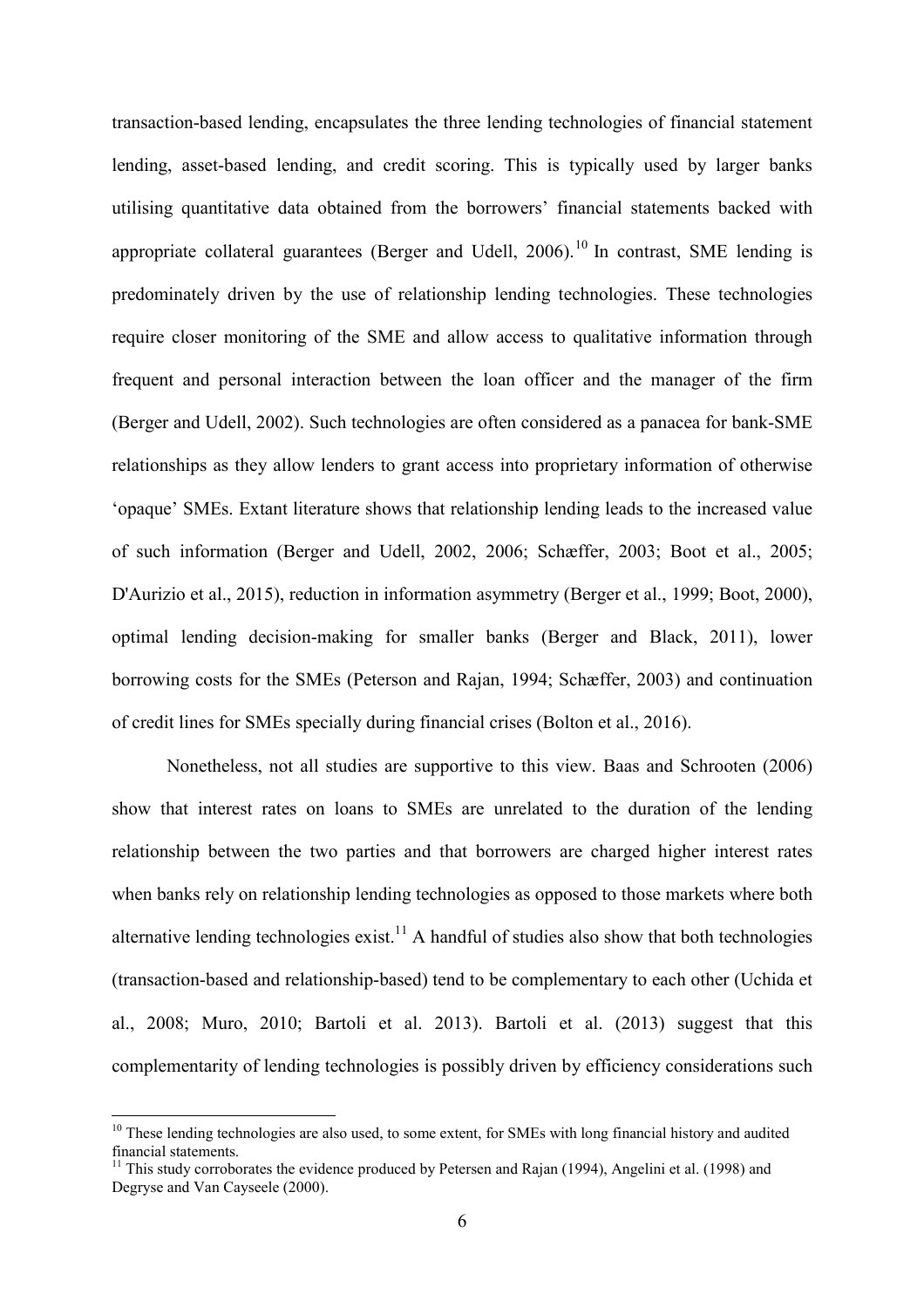transaction-based lending, encapsulates the three lending technologies of financial statement lending, asset-based lending, and credit scoring. This is typically used by larger banks utilising quantitative data obtained from the borrowers' financial statements backed with appropriate collateral guarantees (Berger and Udell, 2006).[10] In contrast, SME lending is predominately driven by the use of relationship lending technologies. These technologies require closer monitoring of the SME and allow access to qualitative information through frequent and personal interaction between the loan officer and the manager of the firm (Berger and Udell, 2002). Such technologies are often considered as a panacea for bank-SME relationships as they allow lenders to grant access into proprietary information of otherwise 'opaque' SMEs. Extant literature shows that relationship lending leads to the increased value of such information (Berger and Udell, 2002, 2006; Schæffer, 2003; Boot et al., 2005; D'Aurizio et al., 2015), reduction in information asymmetry (Berger et al., 1999; Boot, 2000), optimal lending decision-making for smaller banks (Berger and Black, 2011), lower borrowing costs for the SMEs (Peterson and Rajan, 1994; Schæffer, 2003) and continuation of credit lines for SMEs specially during financial crises (Bolton et al., 2016).

Nonetheless, not all studies are supportive to this view. Baas and Schrooten (2006) show that interest rates on loans to SMEs are unrelated to the duration of the lending relationship between the two parties and that borrowers are charged higher interest rates when banks rely on relationship lending technologies as opposed to those markets where both alternative lending technologies exist.[11] A handful of studies also show that both technologies (transaction-based and relationship-based) tend to be complementary to each other (Uchida et al., 2008; Muro, 2010; Bartoli et al. 2013). Bartoli et al. (2013) suggest that this complementarity of lending technologies is possibly driven by efficiency considerations such

[10] These lending technologies are also used, to some extent, for SMEs with long financial history and audited financial statements.

[11] This study corroborates the evidence produced by Petersen and Rajan (1994), Angelini et al. (1998) and Degryse and Van Cayseele (2000).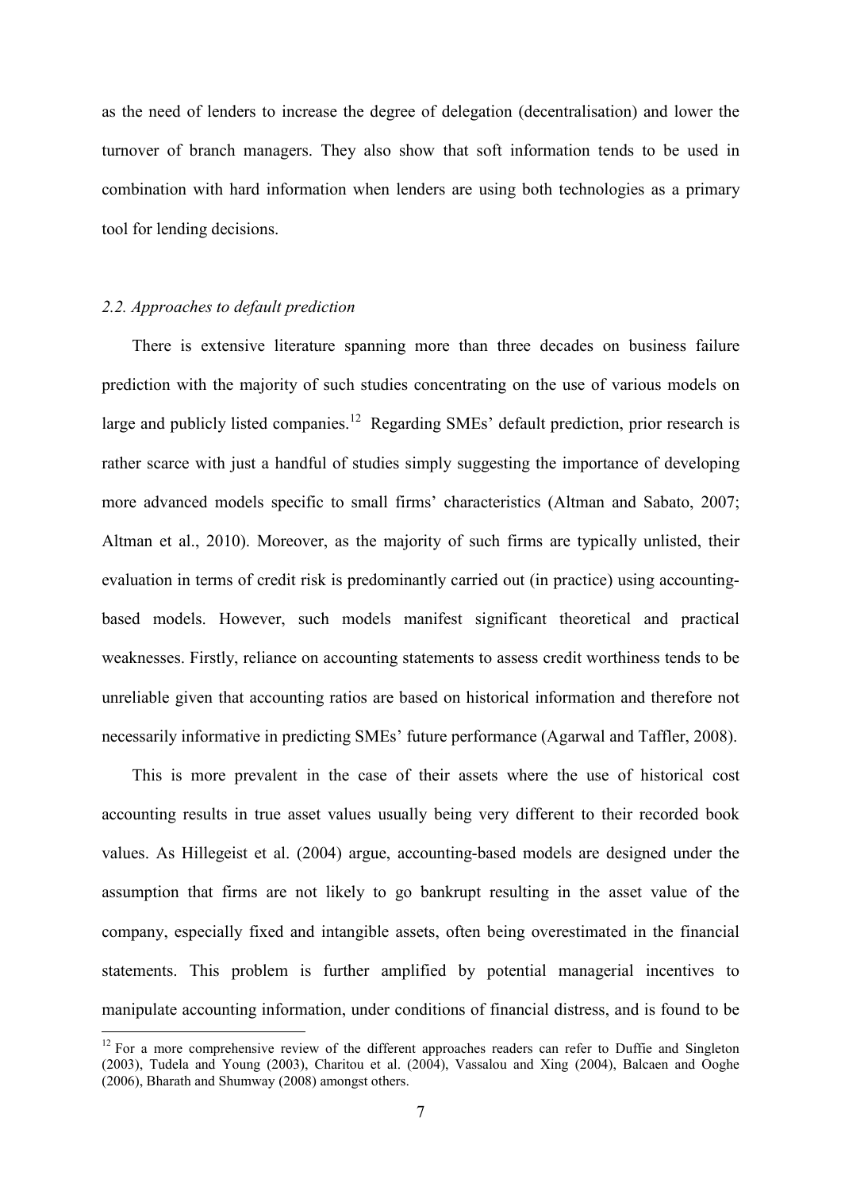as the need of lenders to increase the degree of delegation (decentralisation) and lower the turnover of branch managers. They also show that soft information tends to be used in combination with hard information when lenders are using both technologies as a primary tool for lending decisions.

### *2.2. Approaches to default prediction*

There is extensive literature spanning more than three decades on business failure prediction with the majority of such studies concentrating on the use of various models on large and publicly listed companies.[12] Regarding SMEs' default prediction, prior research is rather scarce with just a handful of studies simply suggesting the importance of developing more advanced models specific to small firms' characteristics (Altman and Sabato, 2007; Altman et al., 2010). Moreover, as the majority of such firms are typically unlisted, their evaluation in terms of credit risk is predominantly carried out (in practice) using accounting-based models. However, such models manifest significant theoretical and practical weaknesses. Firstly, reliance on accounting statements to assess credit worthiness tends to be unreliable given that accounting ratios are based on historical information and therefore not necessarily informative in predicting SMEs' future performance (Agarwal and Taffler, 2008).

This is more prevalent in the case of their assets where the use of historical cost accounting results in true asset values usually being very different to their recorded book values. As Hillegeist et al. (2004) argue, accounting-based models are designed under the assumption that firms are not likely to go bankrupt resulting in the asset value of the company, especially fixed and intangible assets, often being overestimated in the financial statements. This problem is further amplified by potential managerial incentives to manipulate accounting information, under conditions of financial distress, and is found to be

[12] For a more comprehensive review of the different approaches readers can refer to Duffie and Singleton (2003), Tudela and Young (2003), Charitou et al. (2004), Vassalou and Xing (2004), Balcaen and Ooghe (2006), Bharath and Shumway (2008) amongst others.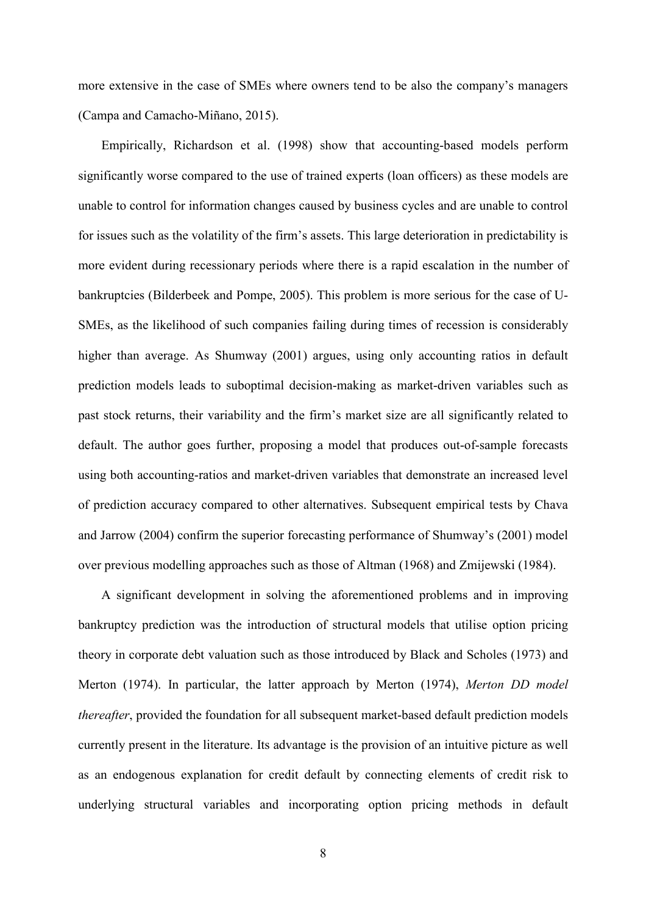more extensive in the case of SMEs where owners tend to be also the company's managers (Campa and Camacho-Miñano, 2015).

Empirically, Richardson et al. (1998) show that accounting-based models perform significantly worse compared to the use of trained experts (loan officers) as these models are unable to control for information changes caused by business cycles and are unable to control for issues such as the volatility of the firm's assets. This large deterioration in predictability is more evident during recessionary periods where there is a rapid escalation in the number of bankruptcies (Bilderbeek and Pompe, 2005). This problem is more serious for the case of U-SMEs, as the likelihood of such companies failing during times of recession is considerably higher than average. As Shumway (2001) argues, using only accounting ratios in default prediction models leads to suboptimal decision-making as market-driven variables such as past stock returns, their variability and the firm's market size are all significantly related to default. The author goes further, proposing a model that produces out-of-sample forecasts using both accounting-ratios and market-driven variables that demonstrate an increased level of prediction accuracy compared to other alternatives. Subsequent empirical tests by Chava and Jarrow (2004) confirm the superior forecasting performance of Shumway's (2001) model over previous modelling approaches such as those of Altman (1968) and Zmijewski (1984).

A significant development in solving the aforementioned problems and in improving bankruptcy prediction was the introduction of structural models that utilise option pricing theory in corporate debt valuation such as those introduced by Black and Scholes (1973) and Merton (1974). In particular, the latter approach by Merton (1974), *Merton DD model thereafter*, provided the foundation for all subsequent market-based default prediction models currently present in the literature. Its advantage is the provision of an intuitive picture as well as an endogenous explanation for credit default by connecting elements of credit risk to underlying structural variables and incorporating option pricing methods in default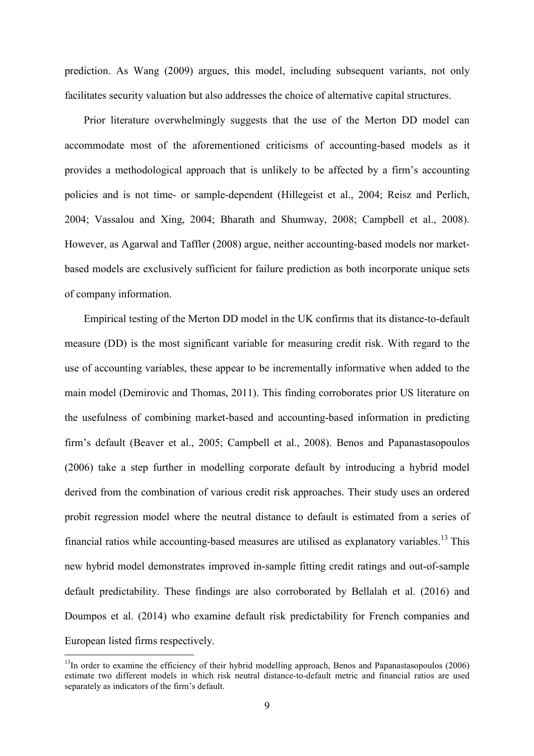prediction. As Wang (2009) argues, this model, including subsequent variants, not only facilitates security valuation but also addresses the choice of alternative capital structures.

Prior literature overwhelmingly suggests that the use of the Merton DD model can accommodate most of the aforementioned criticisms of accounting-based models as it provides a methodological approach that is unlikely to be affected by a firm's accounting policies and is not time- or sample-dependent (Hillegeist et al., 2004; Reisz and Perlich, 2004; Vassalou and Xing, 2004; Bharath and Shumway, 2008; Campbell et al., 2008). However, as Agarwal and Taffler (2008) argue, neither accounting-based models nor market-based models are exclusively sufficient for failure prediction as both incorporate unique sets of company information.

Empirical testing of the Merton DD model in the UK confirms that its distance-to-default measure (DD) is the most significant variable for measuring credit risk. With regard to the use of accounting variables, these appear to be incrementally informative when added to the main model (Demirovic and Thomas, 2011). This finding corroborates prior US literature on the usefulness of combining market-based and accounting-based information in predicting firm's default (Beaver et al., 2005; Campbell et al., 2008). Benos and Papanastasopoulos (2006) take a step further in modelling corporate default by introducing a hybrid model derived from the combination of various credit risk approaches. Their study uses an ordered probit regression model where the neutral distance to default is estimated from a series of financial ratios while accounting-based measures are utilised as explanatory variables.[13] This new hybrid model demonstrates improved in-sample fitting credit ratings and out-of-sample default predictability. These findings are also corroborated by Bellalah et al. (2016) and Doumpos et al. (2014) who examine default risk predictability for French companies and European listed firms respectively.

[13] In order to examine the efficiency of their hybrid modelling approach, Benos and Papanastasopoulos (2006) estimate two different models in which risk neutral distance-to-default metric and financial ratios are used separately as indicators of the firm's default.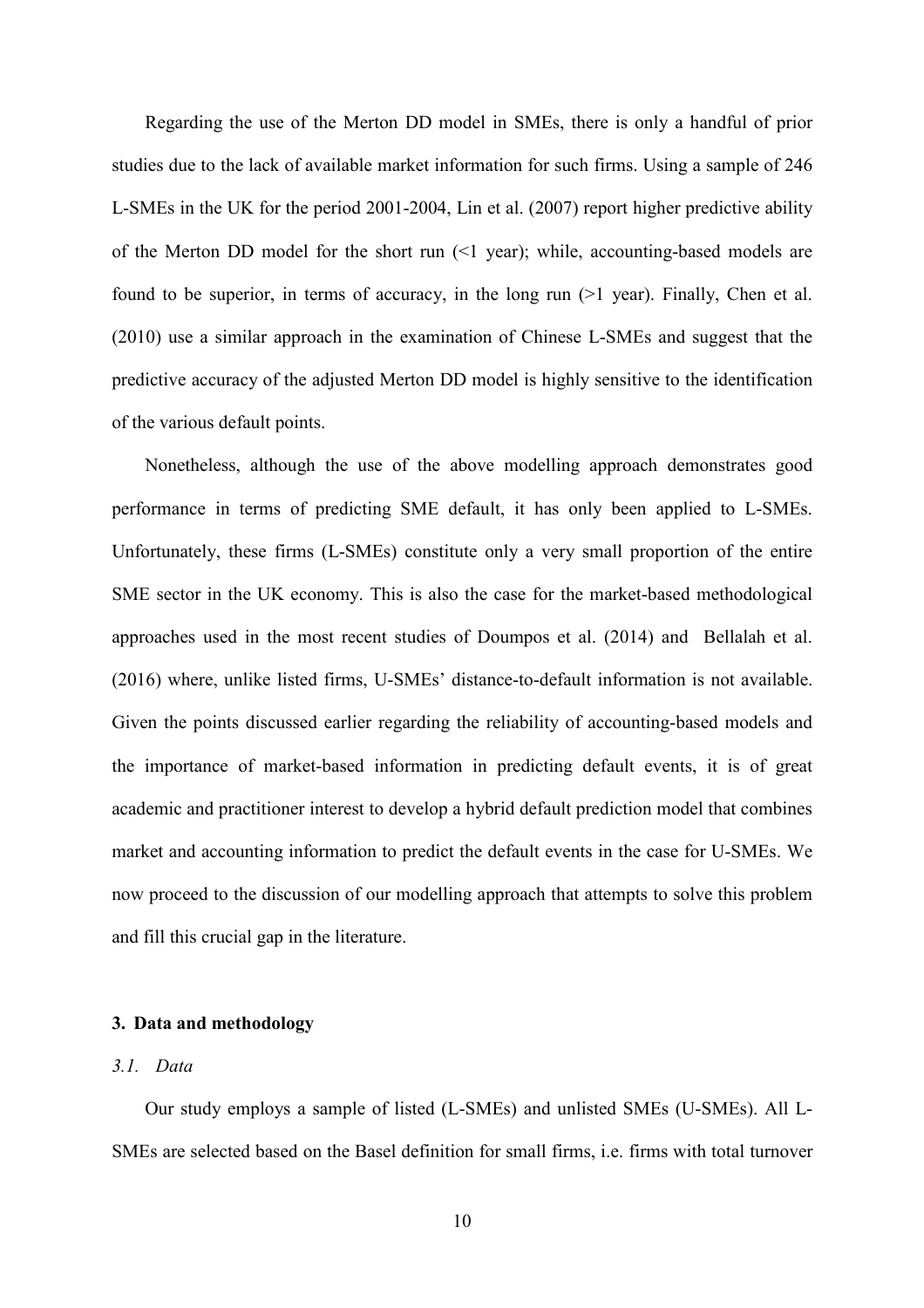Regarding the use of the Merton DD model in SMEs, there is only a handful of prior studies due to the lack of available market information for such firms. Using a sample of 246 L-SMEs in the UK for the period 2001-2004, Lin et al. (2007) report higher predictive ability of the Merton DD model for the short run (<1 year); while, accounting-based models are found to be superior, in terms of accuracy, in the long run (>1 year). Finally, Chen et al. (2010) use a similar approach in the examination of Chinese L-SMEs and suggest that the predictive accuracy of the adjusted Merton DD model is highly sensitive to the identification of the various default points.

Nonetheless, although the use of the above modelling approach demonstrates good performance in terms of predicting SME default, it has only been applied to L-SMEs. Unfortunately, these firms (L-SMEs) constitute only a very small proportion of the entire SME sector in the UK economy. This is also the case for the market-based methodological approaches used in the most recent studies of Doumpos et al. (2014) and Bellalah et al. (2016) where, unlike listed firms, U-SMEs' distance-to-default information is not available. Given the points discussed earlier regarding the reliability of accounting-based models and the importance of market-based information in predicting default events, it is of great academic and practitioner interest to develop a hybrid default prediction model that combines market and accounting information to predict the default events in the case for U-SMEs. We now proceed to the discussion of our modelling approach that attempts to solve this problem and fill this crucial gap in the literature.

## 3. Data and methodology

### *3.1. Data*

Our study employs a sample of listed (L-SMEs) and unlisted SMEs (U-SMEs). All L-SMEs are selected based on the Basel definition for small firms, i.e. firms with total turnover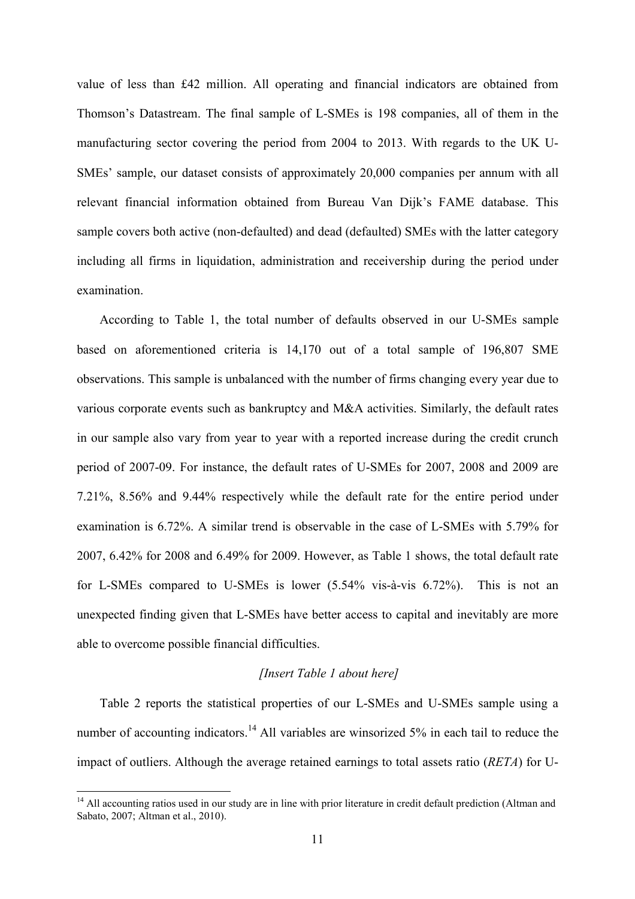value of less than £42 million. All operating and financial indicators are obtained from Thomson's Datastream. The final sample of L-SMEs is 198 companies, all of them in the manufacturing sector covering the period from 2004 to 2013. With regards to the UK U-SMEs' sample, our dataset consists of approximately 20,000 companies per annum with all relevant financial information obtained from Bureau Van Dijk's FAME database. This sample covers both active (non-defaulted) and dead (defaulted) SMEs with the latter category including all firms in liquidation, administration and receivership during the period under examination.

According to Table 1, the total number of defaults observed in our U-SMEs sample based on aforementioned criteria is 14,170 out of a total sample of 196,807 SME observations. This sample is unbalanced with the number of firms changing every year due to various corporate events such as bankruptcy and M&A activities. Similarly, the default rates in our sample also vary from year to year with a reported increase during the credit crunch period of 2007-09. For instance, the default rates of U-SMEs for 2007, 2008 and 2009 are 7.21%, 8.56% and 9.44% respectively while the default rate for the entire period under examination is 6.72%. A similar trend is observable in the case of L-SMEs with 5.79% for 2007, 6.42% for 2008 and 6.49% for 2009. However, as Table 1 shows, the total default rate for L-SMEs compared to U-SMEs is lower (5.54% vis-à-vis 6.72%). This is not an unexpected finding given that L-SMEs have better access to capital and inevitably are more able to overcome possible financial difficulties.

*[Insert Table 1 about here]*

Table 2 reports the statistical properties of our L-SMEs and U-SMEs sample using a number of accounting indicators.[14] All variables are winsorized 5% in each tail to reduce the impact of outliers. Although the average retained earnings to total assets ratio (*RETA*) for U-

[14] All accounting ratios used in our study are in line with prior literature in credit default prediction (Altman and Sabato, 2007; Altman et al., 2010).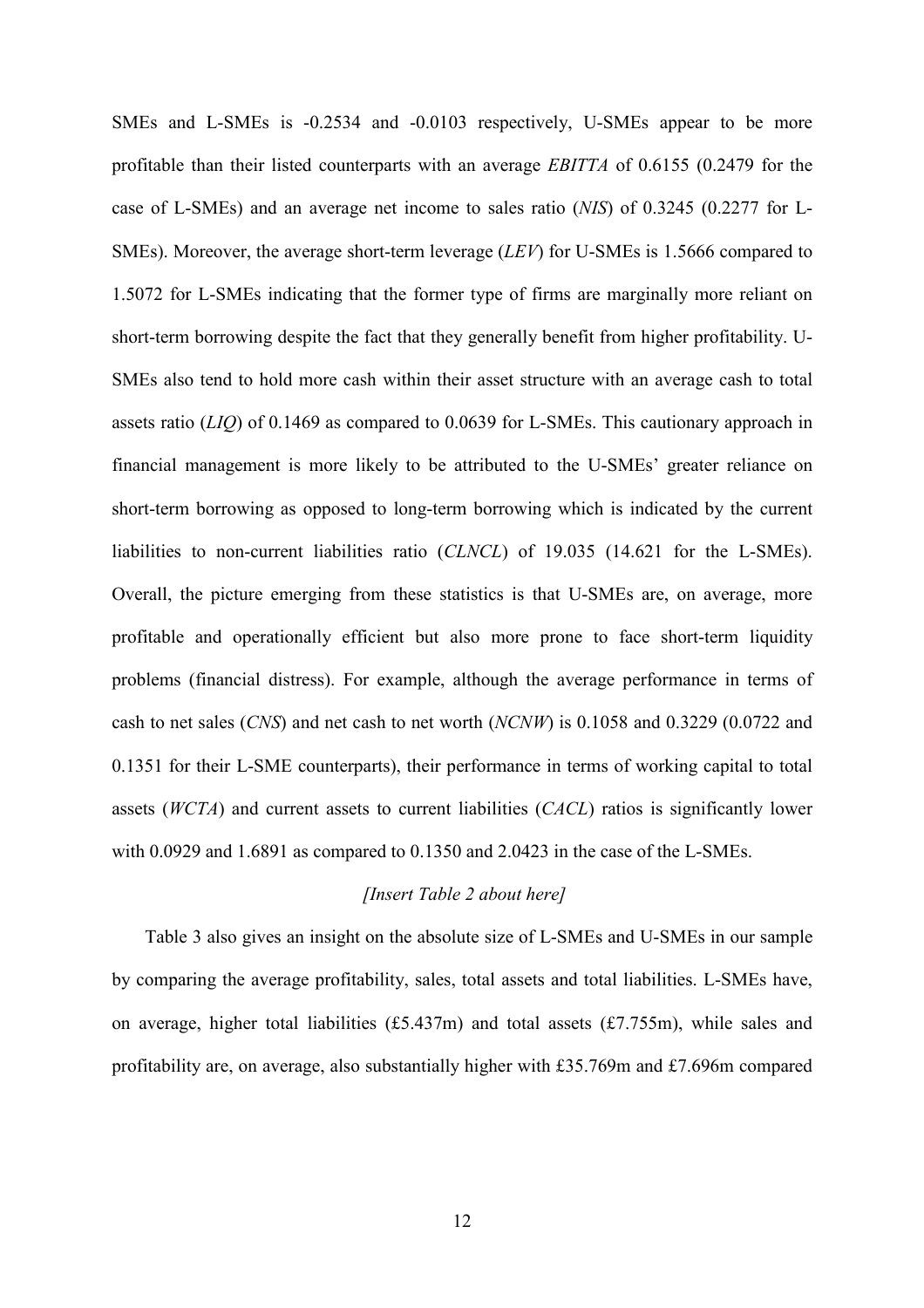SMEs and L-SMEs is -0.2534 and -0.0103 respectively, U-SMEs appear to be more profitable than their listed counterparts with an average *EBITTA* of 0.6155 (0.2479 for the case of L-SMEs) and an average net income to sales ratio (*NIS*) of 0.3245 (0.2277 for L-SMEs). Moreover, the average short-term leverage (*LEV*) for U-SMEs is 1.5666 compared to 1.5072 for L-SMEs indicating that the former type of firms are marginally more reliant on short-term borrowing despite the fact that they generally benefit from higher profitability. U-SMEs also tend to hold more cash within their asset structure with an average cash to total assets ratio (*LIQ*) of 0.1469 as compared to 0.0639 for L-SMEs. This cautionary approach in financial management is more likely to be attributed to the U-SMEs' greater reliance on short-term borrowing as opposed to long-term borrowing which is indicated by the current liabilities to non-current liabilities ratio (*CLNCL*) of 19.035 (14.621 for the L-SMEs). Overall, the picture emerging from these statistics is that U-SMEs are, on average, more profitable and operationally efficient but also more prone to face short-term liquidity problems (financial distress). For example, although the average performance in terms of cash to net sales (*CNS*) and net cash to net worth (*NCNW*) is 0.1058 and 0.3229 (0.0722 and 0.1351 for their L-SME counterparts), their performance in terms of working capital to total assets (*WCTA*) and current assets to current liabilities (*CACL*) ratios is significantly lower with 0.0929 and 1.6891 as compared to 0.1350 and 2.0423 in the case of the L-SMEs.

*[Insert Table 2 about here]*

Table 3 also gives an insight on the absolute size of L-SMEs and U-SMEs in our sample by comparing the average profitability, sales, total assets and total liabilities. L-SMEs have, on average, higher total liabilities (£5.437m) and total assets (£7.755m), while sales and profitability are, on average, also substantially higher with £35.769m and £7.696m compared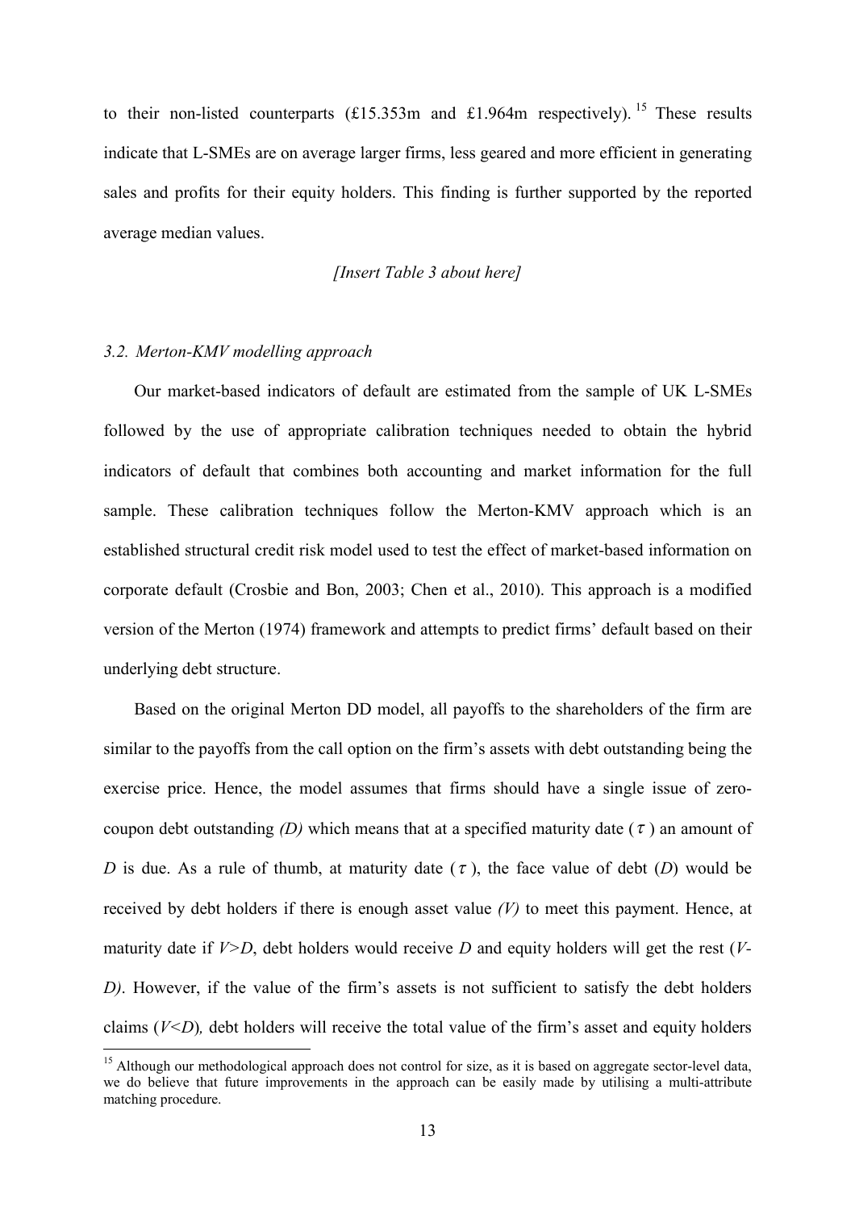to their non-listed counterparts (£15.353m and £1.964m respectively).[15] These results indicate that L-SMEs are on average larger firms, less geared and more efficient in generating sales and profits for their equity holders. This finding is further supported by the reported average median values.

*[Insert Table 3 about here]*

### *3.2. Merton-KMV modelling approach*

Our market-based indicators of default are estimated from the sample of UK L-SMEs followed by the use of appropriate calibration techniques needed to obtain the hybrid indicators of default that combines both accounting and market information for the full sample. These calibration techniques follow the Merton-KMV approach which is an established structural credit risk model used to test the effect of market-based information on corporate default (Crosbie and Bon, 2003; Chen et al., 2010). This approach is a modified version of the Merton (1974) framework and attempts to predict firms' default based on their underlying debt structure.

Based on the original Merton DD model, all payoffs to the shareholders of the firm are similar to the payoffs from the call option on the firm's assets with debt outstanding being the exercise price. Hence, the model assumes that firms should have a single issue of zero-coupon debt outstanding *(D)* which means that at a specified maturity date ($\tau$) an amount of $D$ is due. As a rule of thumb, at maturity date ($\tau$), the face value of debt ($D$) would be received by debt holders if there is enough asset value *(V)* to meet this payment. Hence, at maturity date if $V>D$, debt holders would receive $D$ and equity holders will get the rest ($V-D$). However, if the value of the firm's assets is not sufficient to satisfy the debt holders claims ($V<D$)*,* debt holders will receive the total value of the firm's asset and equity holders

[15] Although our methodological approach does not control for size, as it is based on aggregate sector-level data, we do believe that future improvements in the approach can be easily made by utilising a multi-attribute matching procedure.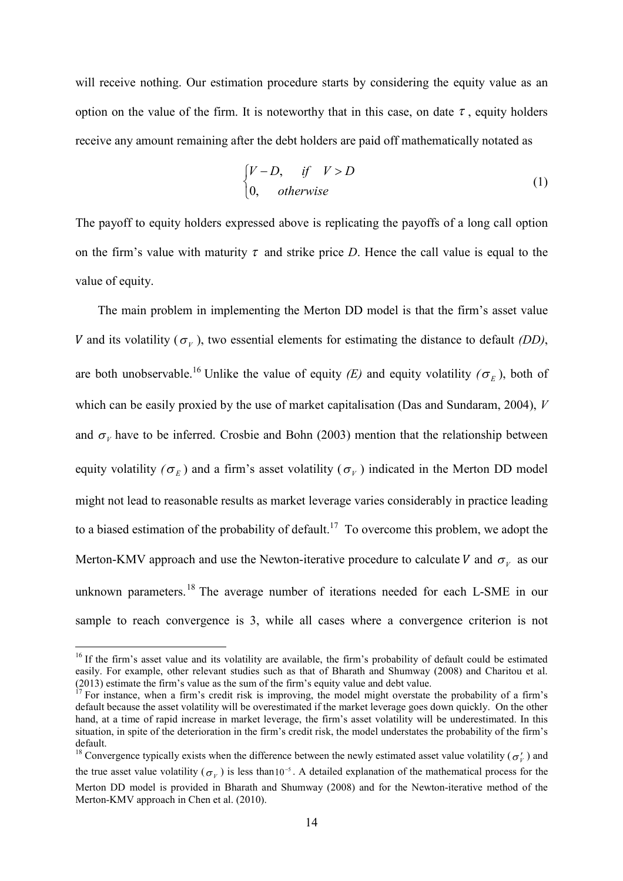will receive nothing. Our estimation procedure starts by considering the equity value as an option on the value of the firm. It is noteworthy that in this case, on date $\tau$, equity holders receive any amount remaining after the debt holders are paid off mathematically notated as

$$\begin{cases} V - D, & if \quad V > D \\ 0, & otherwise \end{cases} \tag{1}$$

The payoff to equity holders expressed above is replicating the payoffs of a long call option on the firm's value with maturity $\tau$ and strike price *D*. Hence the call value is equal to the value of equity.

The main problem in implementing the Merton DD model is that the firm's asset value $V$ and its volatility ($\sigma_V$), two essential elements for estimating the distance to default *(DD)*, are both unobservable.[16] Unlike the value of equity *(E)* and equity volatility *(*$\sigma_E$), both of which can be easily proxied by the use of market capitalisation (Das and Sundaram, 2004), $V$ and $\sigma_V$ have to be inferred. Crosbie and Bohn (2003) mention that the relationship between equity volatility *(*$\sigma_E$) and a firm's asset volatility ($\sigma_V$) indicated in the Merton DD model might not lead to reasonable results as market leverage varies considerably in practice leading to a biased estimation of the probability of default.[17] To overcome this problem, we adopt the Merton-KMV approach and use the Newton-iterative procedure to calculate $V$ and $\sigma_V$ as our unknown parameters.[18] The average number of iterations needed for each L-SME in our sample to reach convergence is 3, while all cases where a convergence criterion is not

---

[16] If the firm's asset value and its volatility are available, the firm's probability of default could be estimated easily. For example, other relevant studies such as that of Bharath and Shumway (2008) and Charitou et al. (2013) estimate the firm's value as the sum of the firm's equity value and debt value.

[17] For instance, when a firm's credit risk is improving, the model might overstate the probability of a firm's default because the asset volatility will be overestimated if the market leverage goes down quickly. On the other hand, at a time of rapid increase in market leverage, the firm's asset volatility will be underestimated. In this situation, in spite of the deterioration in the firm's credit risk, the model understates the probability of the firm's default.

[18] Convergence typically exists when the difference between the newly estimated asset value volatility ($\sigma'_V$) and the true asset value volatility ($\sigma_V$) is less than $10^{-5}$. A detailed explanation of the mathematical process for the Merton DD model is provided in Bharath and Shumway (2008) and for the Newton-iterative method of the Merton-KMV approach in Chen et al. (2010).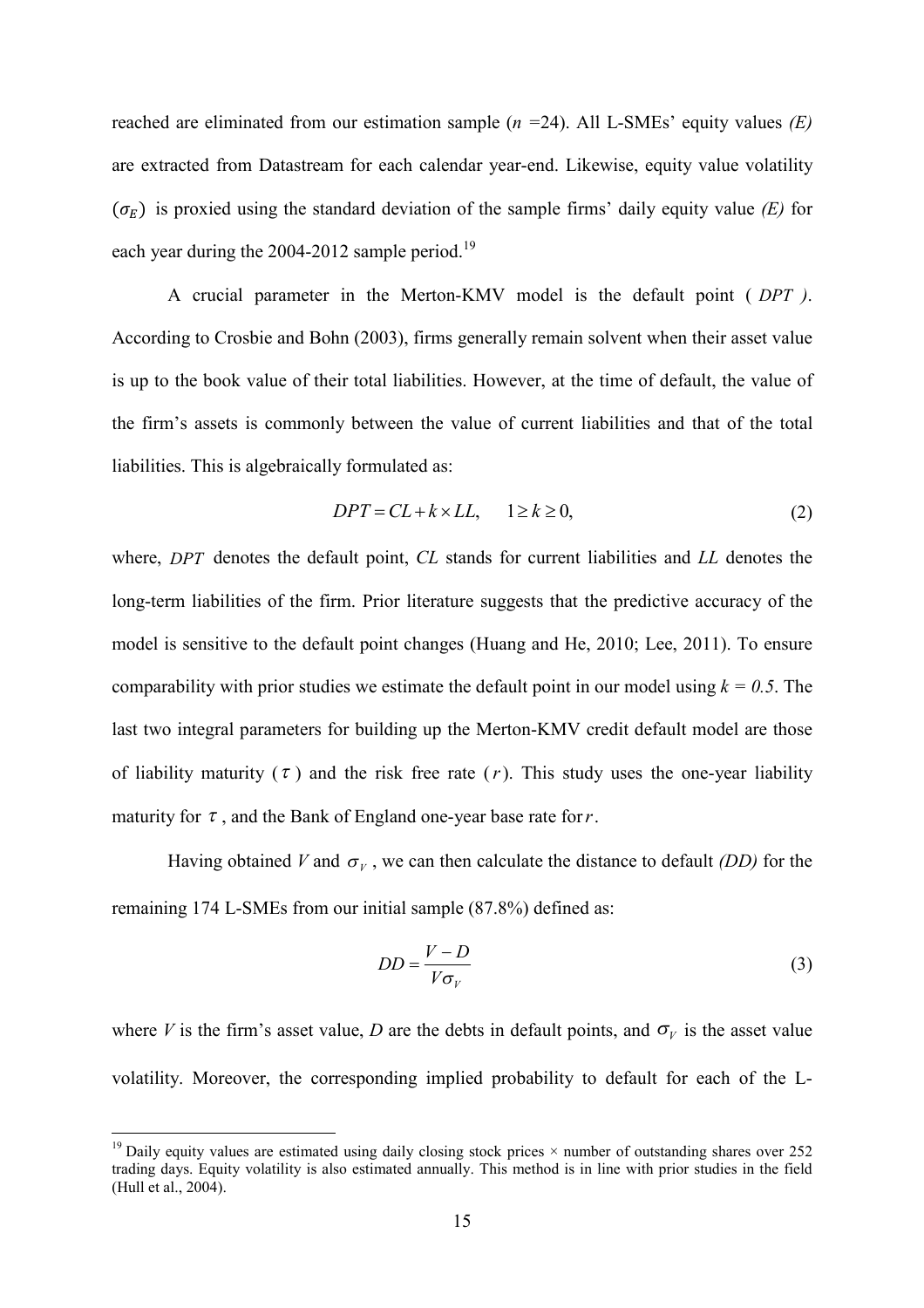reached are eliminated from our estimation sample ($n$ =24). All L-SMEs' equity values *(E)* are extracted from Datastream for each calendar year-end. Likewise, equity value volatility $(\sigma_E)$ is proxied using the standard deviation of the sample firms' daily equity value *(E)* for each year during the 2004-2012 sample period.[19]

A crucial parameter in the Merton-KMV model is the default point ( $DPT$ ). According to Crosbie and Bohn (2003), firms generally remain solvent when their asset value is up to the book value of their total liabilities. However, at the time of default, the value of the firm's assets is commonly between the value of current liabilities and that of the total liabilities. This is algebraically formulated as:

$$DPT = CL + k \times LL, \quad 1 \geq k \geq 0, \tag{2}$$

where, $DPT$ denotes the default point, $CL$ stands for current liabilities and $LL$ denotes the long-term liabilities of the firm. Prior literature suggests that the predictive accuracy of the model is sensitive to the default point changes (Huang and He, 2010; Lee, 2011). To ensure comparability with prior studies we estimate the default point in our model using $k = 0.5$. The last two integral parameters for building up the Merton-KMV credit default model are those of liability maturity ( $\tau$ ) and the risk free rate ( $r$ ). This study uses the one-year liability maturity for $\tau$ , and the Bank of England one-year base rate for $r$.

Having obtained $V$ and $\sigma_V$ , we can then calculate the distance to default *(DD)* for the remaining 174 L-SMEs from our initial sample (87.8%) defined as:

$$DD = \frac{V - D}{V\sigma_V} \tag{3}$$

where $V$ is the firm's asset value, $D$ are the debts in default points, and $\sigma_V$ is the asset value volatility. Moreover, the corresponding implied probability to default for each of the L-

---

[19] Daily equity values are estimated using daily closing stock prices × number of outstanding shares over 252 trading days. Equity volatility is also estimated annually. This method is in line with prior studies in the field (Hull et al., 2004).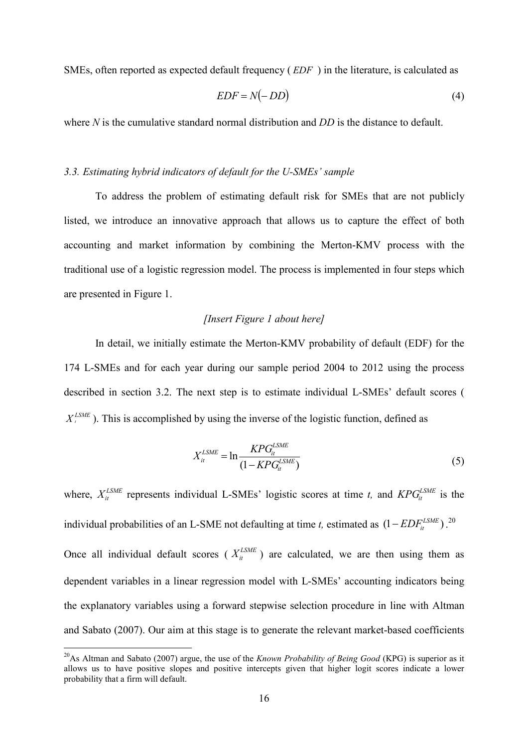SMEs, often reported as expected default frequency ( $EDF$ ) in the literature, is calculated as

$$EDF = N(-DD) \tag{4}$$

where $N$ is the cumulative standard normal distribution and $DD$ is the distance to default.

### *3.3. Estimating hybrid indicators of default for the U-SMEs' sample*

To address the problem of estimating default risk for SMEs that are not publicly listed, we introduce an innovative approach that allows us to capture the effect of both accounting and market information by combining the Merton-KMV process with the traditional use of a logistic regression model. The process is implemented in four steps which are presented in Figure 1.

*[Insert Figure 1 about here]*

In detail, we initially estimate the Merton-KMV probability of default (EDF) for the 174 L-SMEs and for each year during our sample period 2004 to 2012 using the process described in section 3.2. The next step is to estimate individual L-SMEs' default scores ( $X_{i}^{LSME}$ ). This is accomplished by using the inverse of the logistic function, defined as

$$X_{it}^{LSME} = \ln \frac{KPG_{it}^{LSME}}{(1 - KPG_{it}^{LSME})} \tag{5}$$

where, $X_{it}^{LSME}$ represents individual L-SMEs' logistic scores at time $t$, and $KPG_{it}^{LSME}$ is the individual probabilities of an L-SME not defaulting at time $t$, estimated as $(1 - EDF_{it}^{LSME})$.[20] Once all individual default scores ( $X_{it}^{LSME}$ ) are calculated, we are then using them as dependent variables in a linear regression model with L-SMEs' accounting indicators being the explanatory variables using a forward stepwise selection procedure in line with Altman and Sabato (2007). Our aim at this stage is to generate the relevant market-based coefficients

[20] As Altman and Sabato (2007) argue, the use of the *Known Probability of Being Good* (KPG) is superior as it allows us to have positive slopes and positive intercepts given that higher logit scores indicate a lower probability that a firm will default.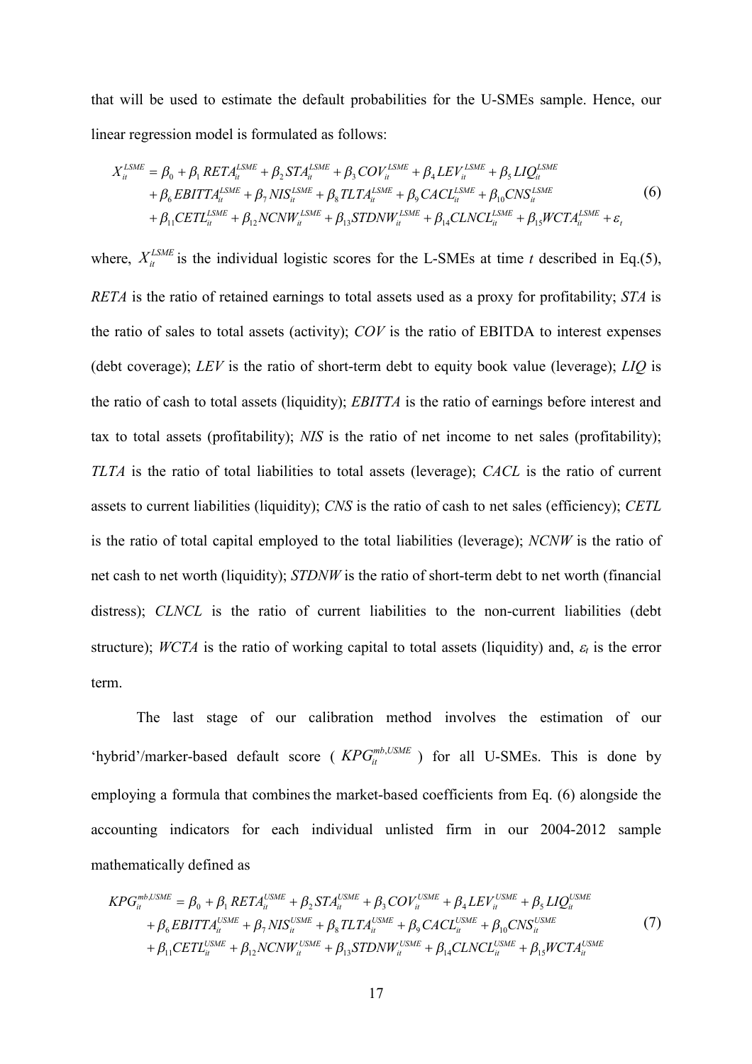that will be used to estimate the default probabilities for the U-SMEs sample. Hence, our linear regression model is formulated as follows:

$$
\begin{aligned}
X_{it}^{LSME} &= \beta_0 + \beta_1 RETA_{it}^{LSME} + \beta_2 STA_{it}^{LSME} + \beta_3 COV_{it}^{LSME} + \beta_4 LEV_{it}^{LSME} + \beta_5 LIQ_{it}^{LSME} \\
&+ \beta_6 EBITTA_{it}^{LSME} + \beta_7 NIS_{it}^{LSME} + \beta_8 TLTA_{it}^{LSME} + \beta_9 CACL_{it}^{LSME} + \beta_{10} CNS_{it}^{LSME} \\
&+ \beta_{11} CETL_{it}^{LSME} + \beta_{12} NCNW_{it}^{LSME} + \beta_{13} STDNW_{it}^{LSME} + \beta_{14} CLNCL_{it}^{LSME} + \beta_{15} WCTA_{it}^{LSME} + \varepsilon_t
\end{aligned}
\tag{6}
$$

where, $X_{it}^{LSME}$ is the individual logistic scores for the L-SMEs at time *t* described in Eq.(5), *RETA* is the ratio of retained earnings to total assets used as a proxy for profitability; *STA* is the ratio of sales to total assets (activity); *COV* is the ratio of EBITDA to interest expenses (debt coverage); *LEV* is the ratio of short-term debt to equity book value (leverage); *LIQ* is the ratio of cash to total assets (liquidity); *EBITTA* is the ratio of earnings before interest and tax to total assets (profitability); *NIS* is the ratio of net income to net sales (profitability); *TLTA* is the ratio of total liabilities to total assets (leverage); *CACL* is the ratio of current assets to current liabilities (liquidity); *CNS* is the ratio of cash to net sales (efficiency); *CETL* is the ratio of total capital employed to the total liabilities (leverage); *NCNW* is the ratio of net cash to net worth (liquidity); *STDNW* is the ratio of short-term debt to net worth (financial distress); *CLNCL* is the ratio of current liabilities to the non-current liabilities (debt structure); *WCTA* is the ratio of working capital to total assets (liquidity) and, $\varepsilon_t$ is the error term.

The last stage of our calibration method involves the estimation of our 'hybrid'/marker-based default score ( $KPG_{it}^{mb,USME}$ ) for all U-SMEs. This is done by employing a formula that combines the market-based coefficients from Eq. (6) alongside the accounting indicators for each individual unlisted firm in our 2004-2012 sample mathematically defined as

$$
\begin{aligned}
KPG_{it}^{mb,USME} &= \beta_0 + \beta_1 RETA_{it}^{USME} + \beta_2 STA_{it}^{USME} + \beta_3 COV_{it}^{USME} + \beta_4 LEV_{it}^{USME} + \beta_5 LIQ_{it}^{USME} \\
&+ \beta_6 EBITTA_{it}^{USME} + \beta_7 NIS_{it}^{USME} + \beta_8 TLTA_{it}^{USME} + \beta_9 CACL_{it}^{USME} + \beta_{10} CNS_{it}^{USME} \\
&+ \beta_{11} CETL_{it}^{USME} + \beta_{12} NCNW_{it}^{USME} + \beta_{13} STDNW_{it}^{USME} + \beta_{14} CLNCL_{it}^{USME} + \beta_{15} WCTA_{it}^{USME}
\end{aligned}
\tag{7}
$$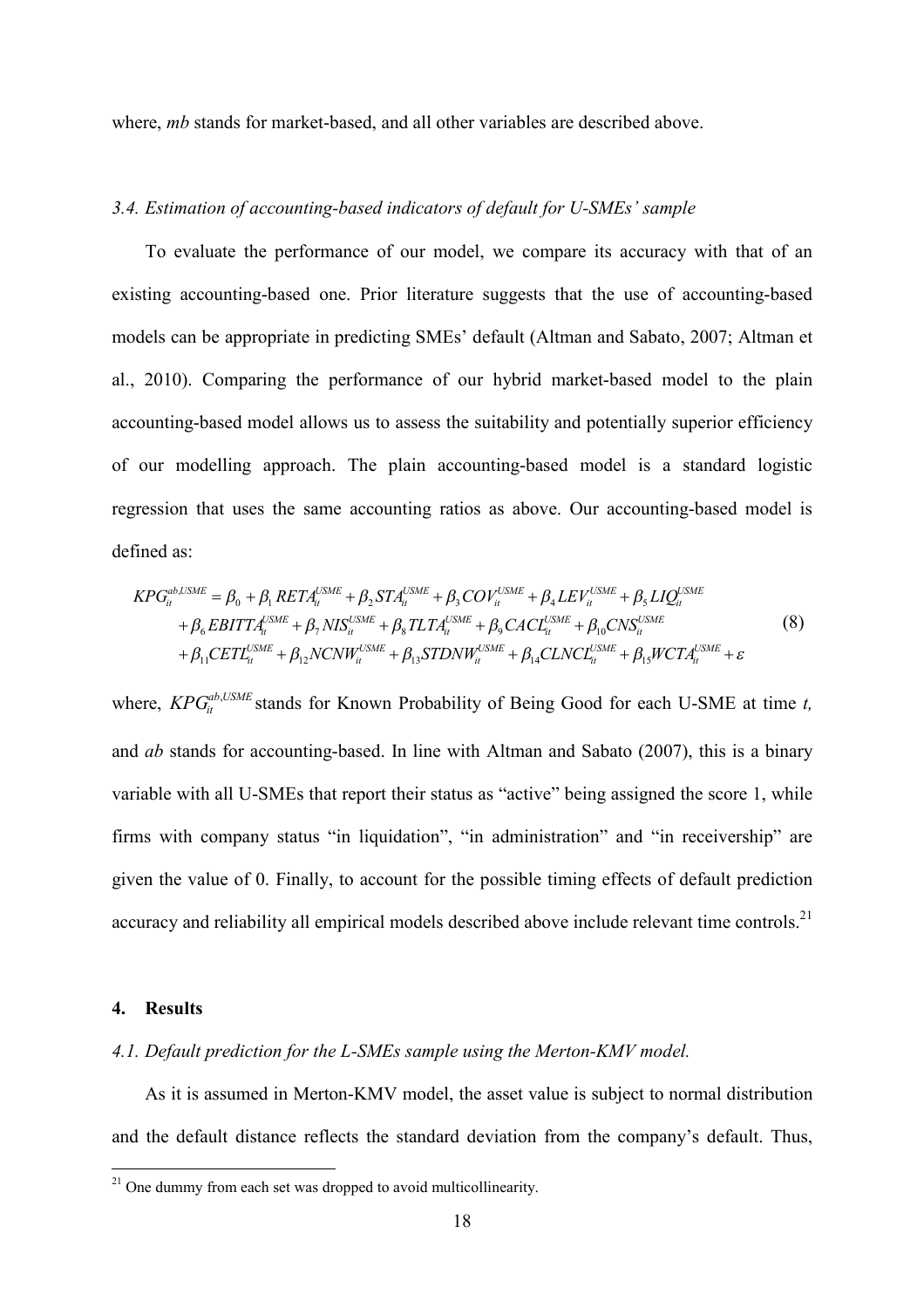where, *mb* stands for market-based, and all other variables are described above.

### 3.4. Estimation of accounting-based indicators of default for U-SMEs' sample

To evaluate the performance of our model, we compare its accuracy with that of an existing accounting-based one. Prior literature suggests that the use of accounting-based models can be appropriate in predicting SMEs' default (Altman and Sabato, 2007; Altman et al., 2010). Comparing the performance of our hybrid market-based model to the plain accounting-based model allows us to assess the suitability and potentially superior efficiency of our modelling approach. The plain accounting-based model is a standard logistic regression that uses the same accounting ratios as above. Our accounting-based model is defined as:

$$
\begin{aligned}
KPG_{it}^{ab,USME} = {} & \beta_0 + \beta_1 RETA_{it}^{USME} + \beta_2 STA_{it}^{USME} + \beta_3 COV_{it}^{USME} + \beta_4 LEV_{it}^{USME} + \beta_5 LIQ_{it}^{USME} \\
& + \beta_6 EBITTA_{it}^{USME} + \beta_7 NIS_{it}^{USME} + \beta_8 TLTA_{it}^{USME} + \beta_9 CACL_{it}^{USME} + \beta_{10} CNS_{it}^{USME} \\
& + \beta_{11} CETL_{it}^{USME} + \beta_{12} NCNW_{it}^{USME} + \beta_{13} STDNW_{it}^{USME} + \beta_{14} CLNCL_{it}^{USME} + \beta_{15} WCTA_{it}^{USME} + \varepsilon
\end{aligned}
\tag{8}
$$

where, $KPG_{it}^{ab,USME}$ stands for Known Probability of Being Good for each U-SME at time *t,* and *ab* stands for accounting-based. In line with Altman and Sabato (2007), this is a binary variable with all U-SMEs that report their status as "active" being assigned the score 1, while firms with company status "in liquidation", "in administration" and "in receivership" are given the value of 0. Finally, to account for the possible timing effects of default prediction accuracy and reliability all empirical models described above include relevant time controls.[21]

## 4. Results

### 4.1. Default prediction for the L-SMEs sample using the Merton-KMV model.

As it is assumed in Merton-KMV model, the asset value is subject to normal distribution and the default distance reflects the standard deviation from the company's default. Thus,

[21] One dummy from each set was dropped to avoid multicollinearity.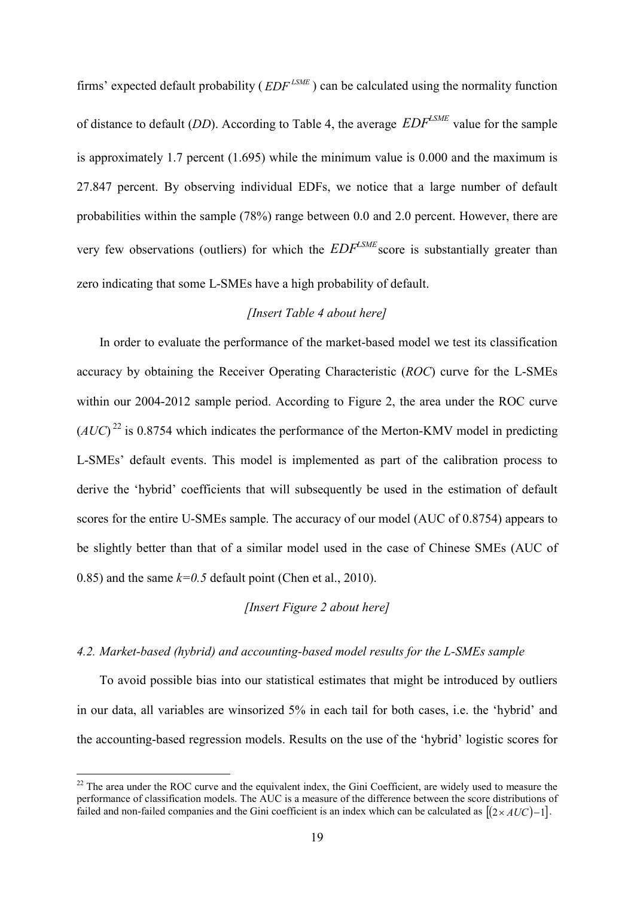firms' expected default probability ( $EDF^{LSME}$ ) can be calculated using the normality function of distance to default (*DD*). According to Table 4, the average $EDF^{LSME}$ value for the sample is approximately 1.7 percent (1.695) while the minimum value is 0.000 and the maximum is 27.847 percent. By observing individual EDFs, we notice that a large number of default probabilities within the sample (78%) range between 0.0 and 2.0 percent. However, there are very few observations (outliers) for which the $EDF^{LSME}$ score is substantially greater than zero indicating that some L-SMEs have a high probability of default.

*[Insert Table 4 about here]*

In order to evaluate the performance of the market-based model we test its classification accuracy by obtaining the Receiver Operating Characteristic (*ROC*) curve for the L-SMEs within our 2004-2012 sample period. According to Figure 2, the area under the ROC curve (*AUC*)[22] is 0.8754 which indicates the performance of the Merton-KMV model in predicting L-SMEs' default events. This model is implemented as part of the calibration process to derive the 'hybrid' coefficients that will subsequently be used in the estimation of default scores for the entire U-SMEs sample. The accuracy of our model (AUC of 0.8754) appears to be slightly better than that of a similar model used in the case of Chinese SMEs (AUC of 0.85) and the same $k=0.5$ default point (Chen et al., 2010).

*[Insert Figure 2 about here]*

### *4.2. Market-based (hybrid) and accounting-based model results for the L-SMEs sample*

To avoid possible bias into our statistical estimates that might be introduced by outliers in our data, all variables are winsorized 5% in each tail for both cases, i.e. the 'hybrid' and the accounting-based regression models. Results on the use of the 'hybrid' logistic scores for

---

[22] The area under the ROC curve and the equivalent index, the Gini Coefficient, are widely used to measure the performance of classification models. The AUC is a measure of the difference between the score distributions of failed and non-failed companies and the Gini coefficient is an index which can be calculated as $[(2 \times AUC) - 1]$.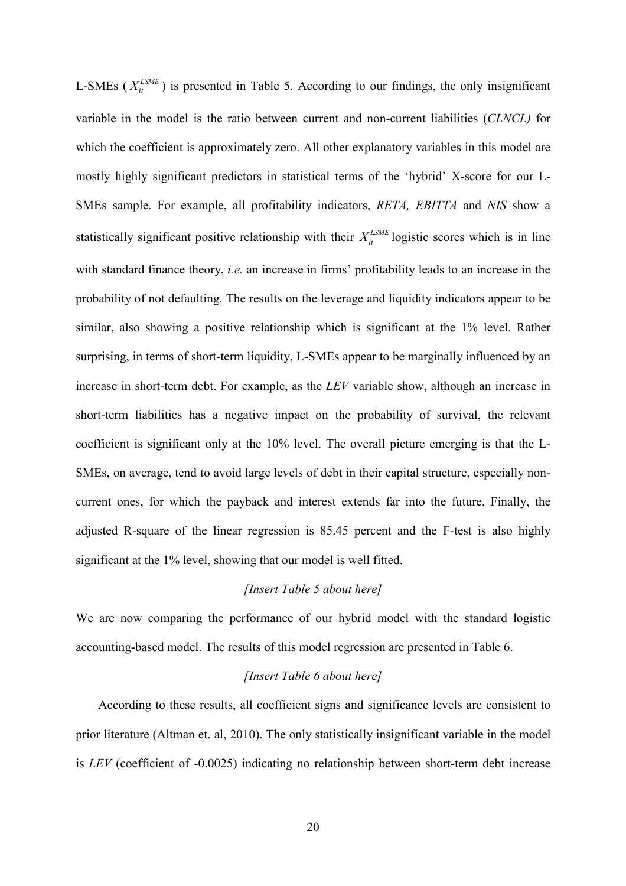L-SMEs ( $X_{it}^{LSME}$ ) is presented in Table 5. According to our findings, the only insignificant variable in the model is the ratio between current and non-current liabilities (*CLNCL)* for which the coefficient is approximately zero. All other explanatory variables in this model are mostly highly significant predictors in statistical terms of the 'hybrid' X-score for our L-SMEs sample. For example, all profitability indicators, *RETA, EBITTA* and *NIS* show a statistically significant positive relationship with their $X_{it}^{LSME}$ logistic scores which is in line with standard finance theory, *i.e.* an increase in firms' profitability leads to an increase in the probability of not defaulting. The results on the leverage and liquidity indicators appear to be similar, also showing a positive relationship which is significant at the 1% level. Rather surprising, in terms of short-term liquidity, L-SMEs appear to be marginally influenced by an increase in short-term debt. For example, as the *LEV* variable show, although an increase in short-term liabilities has a negative impact on the probability of survival, the relevant coefficient is significant only at the 10% level. The overall picture emerging is that the L-SMEs, on average, tend to avoid large levels of debt in their capital structure, especially non-current ones, for which the payback and interest extends far into the future. Finally, the adjusted R-square of the linear regression is 85.45 percent and the F-test is also highly significant at the 1% level, showing that our model is well fitted.

*[Insert Table 5 about here]*

We are now comparing the performance of our hybrid model with the standard logistic accounting-based model. The results of this model regression are presented in Table 6.

*[Insert Table 6 about here]*

According to these results, all coefficient signs and significance levels are consistent to prior literature (Altman et. al, 2010). The only statistically insignificant variable in the model is *LEV* (coefficient of -0.0025) indicating no relationship between short-term debt increase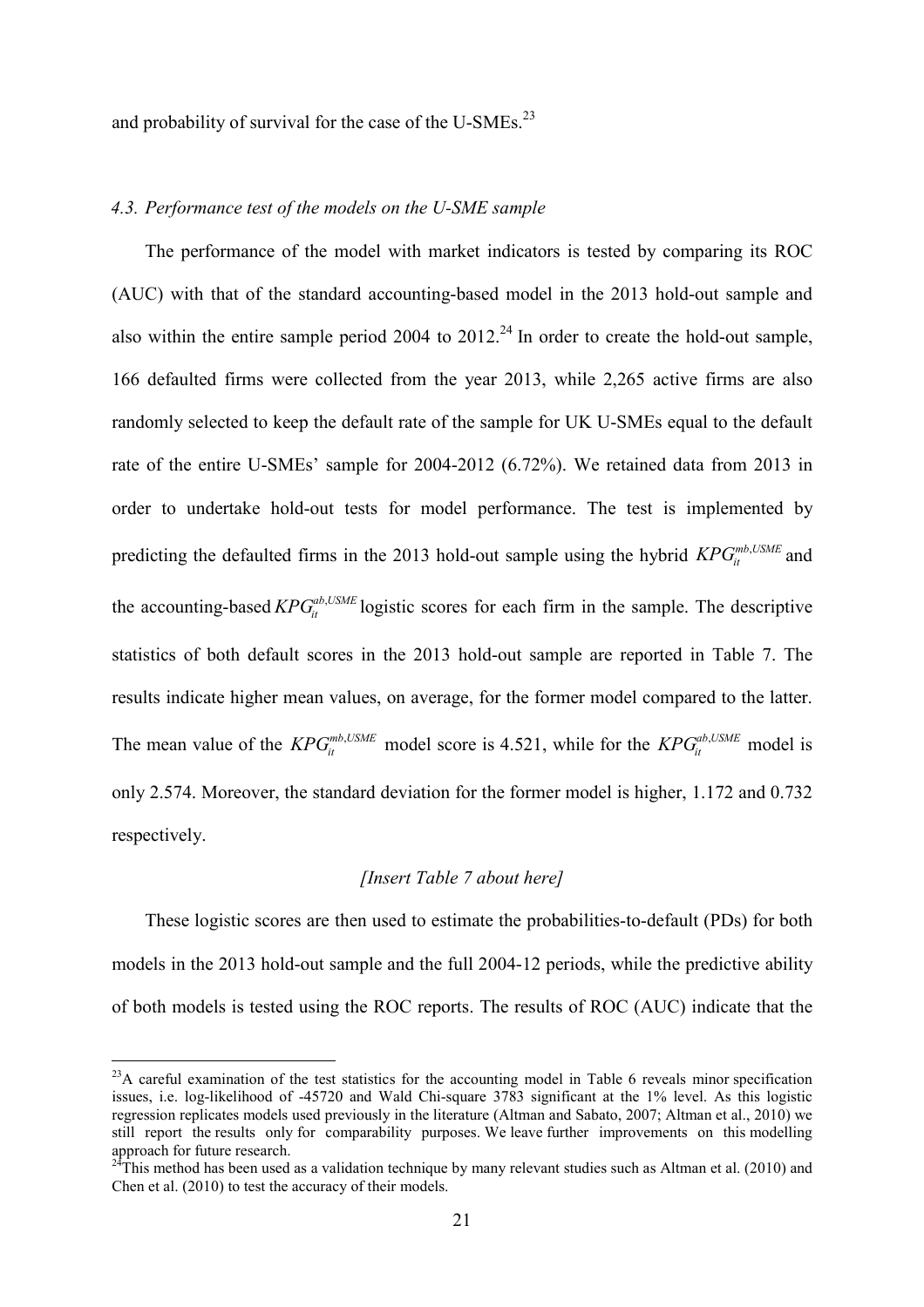and probability of survival for the case of the U-SMEs.[23]

### *4.3. Performance test of the models on the U-SME sample*

The performance of the model with market indicators is tested by comparing its ROC (AUC) with that of the standard accounting-based model in the 2013 hold-out sample and also within the entire sample period 2004 to 2012.[24] In order to create the hold-out sample, 166 defaulted firms were collected from the year 2013, while 2,265 active firms are also randomly selected to keep the default rate of the sample for UK U-SMEs equal to the default rate of the entire U-SMEs' sample for 2004-2012 (6.72%). We retained data from 2013 in order to undertake hold-out tests for model performance. The test is implemented by predicting the defaulted firms in the 2013 hold-out sample using the hybrid $KPG_{it}^{mb,USME}$ and the accounting-based $KPG_{it}^{ab,USME}$ logistic scores for each firm in the sample. The descriptive statistics of both default scores in the 2013 hold-out sample are reported in Table 7. The results indicate higher mean values, on average, for the former model compared to the latter. The mean value of the $KPG_{it}^{mb,USME}$ model score is 4.521, while for the $KPG_{it}^{ab,USME}$ model is only 2.574. Moreover, the standard deviation for the former model is higher, 1.172 and 0.732 respectively.

*[Insert Table 7 about here]*

These logistic scores are then used to estimate the probabilities-to-default (PDs) for both models in the 2013 hold-out sample and the full 2004-12 periods, while the predictive ability of both models is tested using the ROC reports. The results of ROC (AUC) indicate that the

[23] A careful examination of the test statistics for the accounting model in Table 6 reveals minor specification issues, i.e. log-likelihood of -45720 and Wald Chi-square 3783 significant at the 1% level. As this logistic regression replicates models used previously in the literature (Altman and Sabato, 2007; Altman et al., 2010) we still report the results only for comparability purposes. We leave further improvements on this modelling approach for future research.

[24] This method has been used as a validation technique by many relevant studies such as Altman et al. (2010) and Chen et al. (2010) to test the accuracy of their models.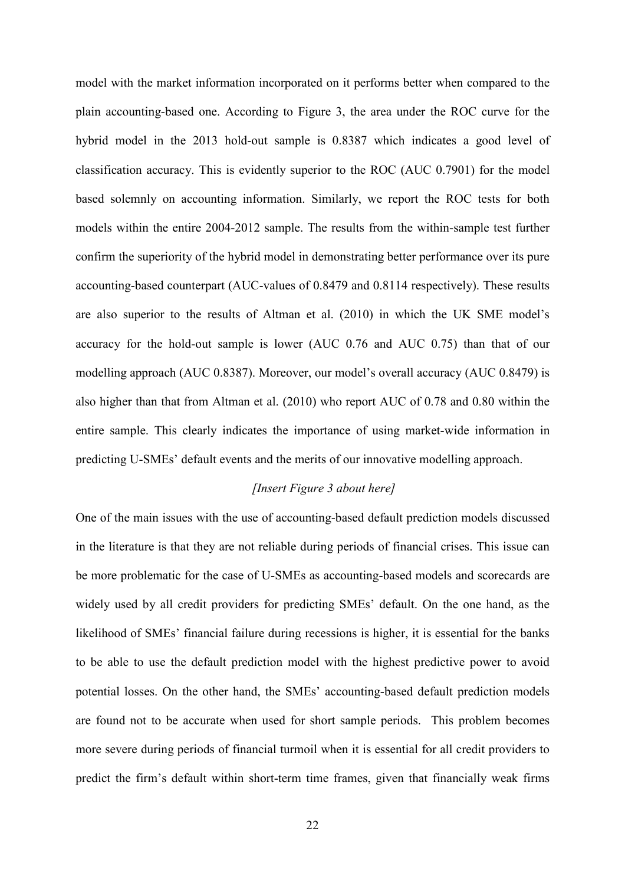model with the market information incorporated on it performs better when compared to the plain accounting-based one. According to Figure 3, the area under the ROC curve for the hybrid model in the 2013 hold-out sample is 0.8387 which indicates a good level of classification accuracy. This is evidently superior to the ROC (AUC 0.7901) for the model based solemnly on accounting information. Similarly, we report the ROC tests for both models within the entire 2004-2012 sample. The results from the within-sample test further confirm the superiority of the hybrid model in demonstrating better performance over its pure accounting-based counterpart (AUC-values of 0.8479 and 0.8114 respectively). These results are also superior to the results of Altman et al. (2010) in which the UK SME model's accuracy for the hold-out sample is lower (AUC 0.76 and AUC 0.75) than that of our modelling approach (AUC 0.8387). Moreover, our model's overall accuracy (AUC 0.8479) is also higher than that from Altman et al. (2010) who report AUC of 0.78 and 0.80 within the entire sample. This clearly indicates the importance of using market-wide information in predicting U-SMEs' default events and the merits of our innovative modelling approach.

*[Insert Figure 3 about here]*

One of the main issues with the use of accounting-based default prediction models discussed in the literature is that they are not reliable during periods of financial crises. This issue can be more problematic for the case of U-SMEs as accounting-based models and scorecards are widely used by all credit providers for predicting SMEs' default. On the one hand, as the likelihood of SMEs' financial failure during recessions is higher, it is essential for the banks to be able to use the default prediction model with the highest predictive power to avoid potential losses. On the other hand, the SMEs' accounting-based default prediction models are found not to be accurate when used for short sample periods. This problem becomes more severe during periods of financial turmoil when it is essential for all credit providers to predict the firm's default within short-term time frames, given that financially weak firms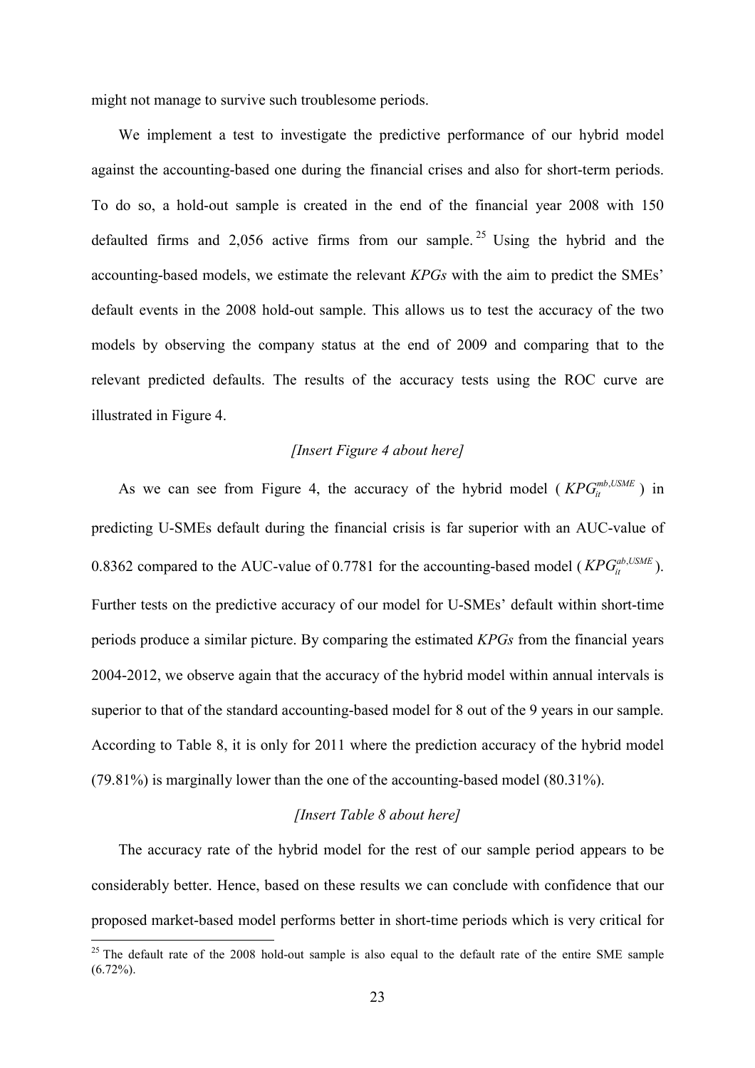might not manage to survive such troublesome periods.

We implement a test to investigate the predictive performance of our hybrid model against the accounting-based one during the financial crises and also for short-term periods. To do so, a hold-out sample is created in the end of the financial year 2008 with 150 defaulted firms and 2,056 active firms from our sample.[25] Using the hybrid and the accounting-based models, we estimate the relevant *KPGs* with the aim to predict the SMEs' default events in the 2008 hold-out sample. This allows us to test the accuracy of the two models by observing the company status at the end of 2009 and comparing that to the relevant predicted defaults. The results of the accuracy tests using the ROC curve are illustrated in Figure 4.

*[Insert Figure 4 about here]*

As we can see from Figure 4, the accuracy of the hybrid model ( $KPG_{it}^{mb,USME}$ ) in predicting U-SMEs default during the financial crisis is far superior with an AUC-value of 0.8362 compared to the AUC-value of 0.7781 for the accounting-based model ( $KPG_{it}^{ab,USME}$ ). Further tests on the predictive accuracy of our model for U-SMEs' default within short-time periods produce a similar picture. By comparing the estimated *KPGs* from the financial years 2004-2012, we observe again that the accuracy of the hybrid model within annual intervals is superior to that of the standard accounting-based model for 8 out of the 9 years in our sample. According to Table 8, it is only for 2011 where the prediction accuracy of the hybrid model (79.81%) is marginally lower than the one of the accounting-based model (80.31%).

*[Insert Table 8 about here]*

The accuracy rate of the hybrid model for the rest of our sample period appears to be considerably better. Hence, based on these results we can conclude with confidence that our proposed market-based model performs better in short-time periods which is very critical for

[25] The default rate of the 2008 hold-out sample is also equal to the default rate of the entire SME sample (6.72%).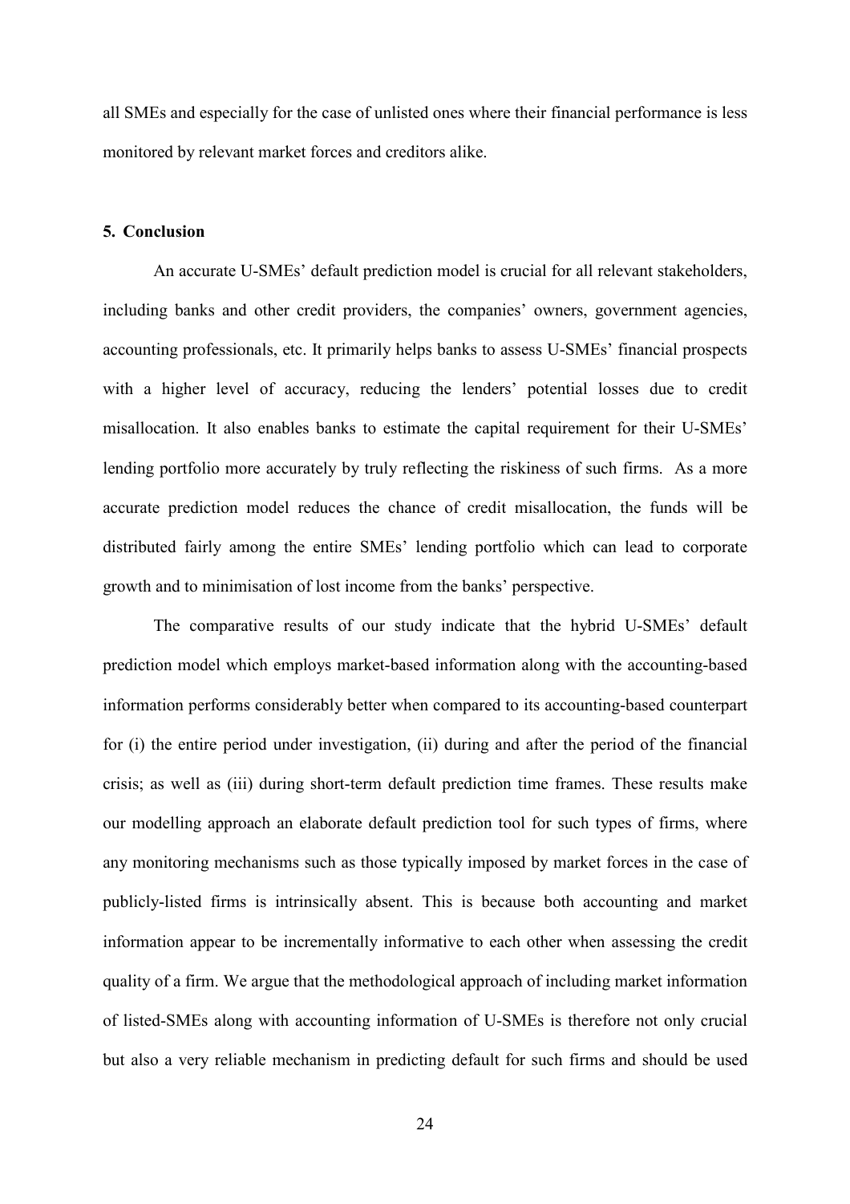all SMEs and especially for the case of unlisted ones where their financial performance is less monitored by relevant market forces and creditors alike.

## 5. Conclusion

An accurate U-SMEs' default prediction model is crucial for all relevant stakeholders, including banks and other credit providers, the companies' owners, government agencies, accounting professionals, etc. It primarily helps banks to assess U-SMEs' financial prospects with a higher level of accuracy, reducing the lenders' potential losses due to credit misallocation. It also enables banks to estimate the capital requirement for their U-SMEs' lending portfolio more accurately by truly reflecting the riskiness of such firms. As a more accurate prediction model reduces the chance of credit misallocation, the funds will be distributed fairly among the entire SMEs' lending portfolio which can lead to corporate growth and to minimisation of lost income from the banks' perspective.

The comparative results of our study indicate that the hybrid U-SMEs' default prediction model which employs market-based information along with the accounting-based information performs considerably better when compared to its accounting-based counterpart for (i) the entire period under investigation, (ii) during and after the period of the financial crisis; as well as (iii) during short-term default prediction time frames. These results make our modelling approach an elaborate default prediction tool for such types of firms, where any monitoring mechanisms such as those typically imposed by market forces in the case of publicly-listed firms is intrinsically absent. This is because both accounting and market information appear to be incrementally informative to each other when assessing the credit quality of a firm. We argue that the methodological approach of including market information of listed-SMEs along with accounting information of U-SMEs is therefore not only crucial but also a very reliable mechanism in predicting default for such firms and should be used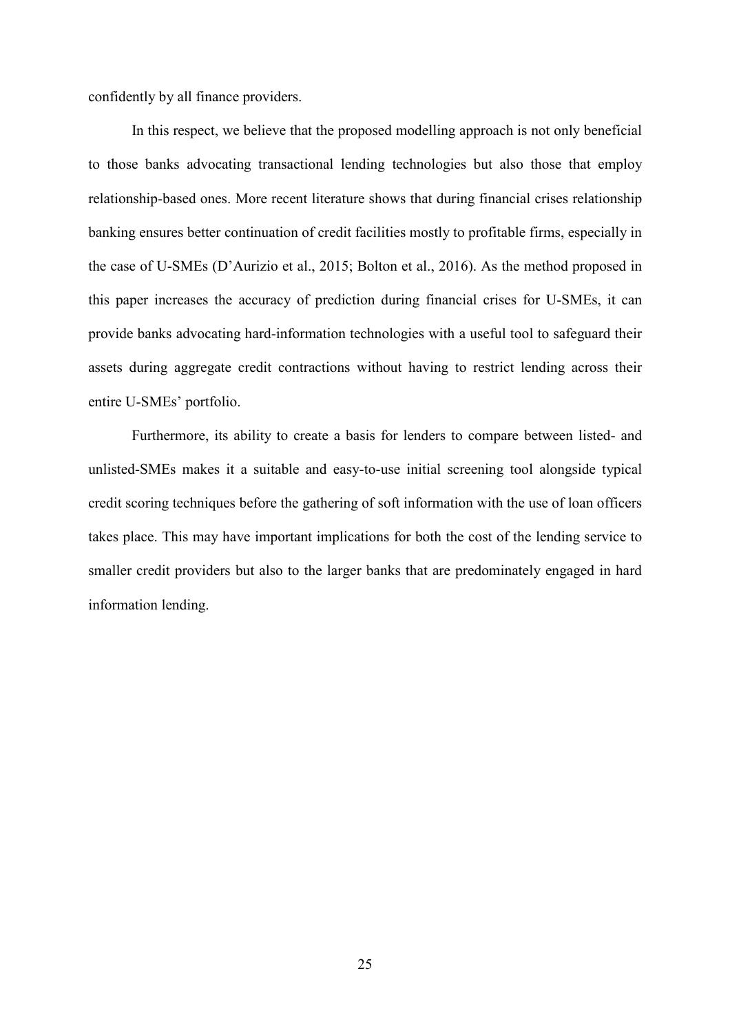confidently by all finance providers.

In this respect, we believe that the proposed modelling approach is not only beneficial to those banks advocating transactional lending technologies but also those that employ relationship-based ones. More recent literature shows that during financial crises relationship banking ensures better continuation of credit facilities mostly to profitable firms, especially in the case of U-SMEs (D'Aurizio et al., 2015; Bolton et al., 2016). As the method proposed in this paper increases the accuracy of prediction during financial crises for U-SMEs, it can provide banks advocating hard-information technologies with a useful tool to safeguard their assets during aggregate credit contractions without having to restrict lending across their entire U-SMEs' portfolio.

Furthermore, its ability to create a basis for lenders to compare between listed- and unlisted-SMEs makes it a suitable and easy-to-use initial screening tool alongside typical credit scoring techniques before the gathering of soft information with the use of loan officers takes place. This may have important implications for both the cost of the lending service to smaller credit providers but also to the larger banks that are predominately engaged in hard information lending.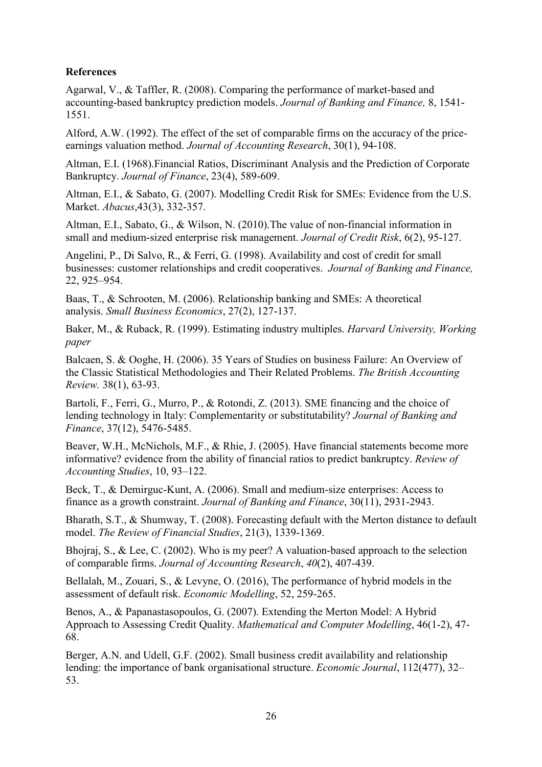## References

Agarwal, V., & Taffler, R. (2008). Comparing the performance of market-based and accounting-based bankruptcy prediction models. *Journal of Banking and Finance,* 8, 1541-1551.

Alford, A.W. (1992). The effect of the set of comparable firms on the accuracy of the price-earnings valuation method. *Journal of Accounting Research*, 30(1), 94-108.

Altman, E.I. (1968).Financial Ratios, Discriminant Analysis and the Prediction of Corporate Bankruptcy. *Journal of Finance*, 23(4), 589-609.

Altman, E.I., & Sabato, G. (2007). Modelling Credit Risk for SMEs: Evidence from the U.S. Market. *Abacus*,43(3), 332-357.

Altman, E.I., Sabato, G., & Wilson, N. (2010).The value of non-financial information in small and medium-sized enterprise risk management. *Journal of Credit Risk*, 6(2), 95-127.

Angelini, P., Di Salvo, R., & Ferri, G. (1998). Availability and cost of credit for small businesses: customer relationships and credit cooperatives. *Journal of Banking and Finance,* 22, 925–954.

Baas, T., & Schrooten, M. (2006). Relationship banking and SMEs: A theoretical analysis. *Small Business Economics*, 27(2), 127-137.

Baker, M., & Ruback, R. (1999). Estimating industry multiples. *Harvard University, Working paper*

Balcaen, S. & Ooghe, H. (2006). 35 Years of Studies on business Failure: An Overview of the Classic Statistical Methodologies and Their Related Problems. *The British Accounting Review.* 38(1), 63-93.

Bartoli, F., Ferri, G., Murro, P., & Rotondi, Z. (2013). SME financing and the choice of lending technology in Italy: Complementarity or substitutability? *Journal of Banking and Finance*, 37(12), 5476-5485.

Beaver, W.H., McNichols, M.F., & Rhie, J. (2005). Have financial statements become more informative? evidence from the ability of financial ratios to predict bankruptcy. *Review of Accounting Studies*, 10, 93–122.

Beck, T., & Demirguc-Kunt, A. (2006). Small and medium-size enterprises: Access to finance as a growth constraint. *Journal of Banking and Finance*, 30(11), 2931-2943.

Bharath, S.T., & Shumway, T. (2008). Forecasting default with the Merton distance to default model. *The Review of Financial Studies*, 21(3), 1339-1369.

Bhojraj, S., & Lee, C. (2002). Who is my peer? A valuation-based approach to the selection of comparable firms. *Journal of Accounting Research*, *40*(2), 407-439.

Bellalah, M., Zouari, S., & Levyne, O. (2016), The performance of hybrid models in the assessment of default risk. *Economic Modelling*, 52, 259-265.

Benos, A., & Papanastasopoulos, G. (2007). Extending the Merton Model: A Hybrid Approach to Assessing Credit Quality. *Mathematical and Computer Modelling*, 46(1-2), 47-68.

Berger, A.N. and Udell, G.F. (2002). Small business credit availability and relationship lending: the importance of bank organisational structure. *Economic Journal*, 112(477), 32–53.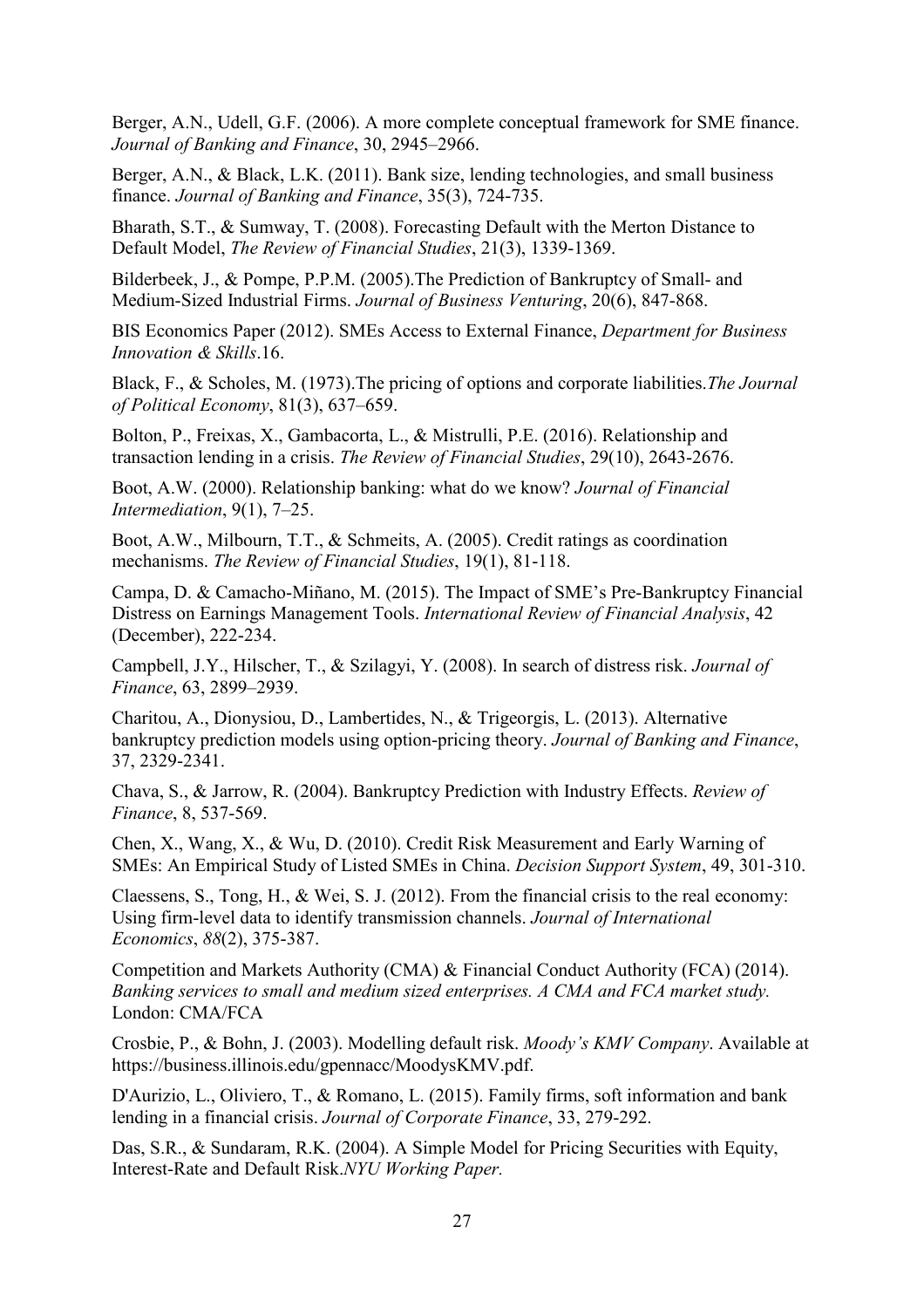Berger, A.N., Udell, G.F. (2006). A more complete conceptual framework for SME finance. *Journal of Banking and Finance*, 30, 2945–2966.

Berger, A.N., & Black, L.K. (2011). Bank size, lending technologies, and small business finance. *Journal of Banking and Finance*, 35(3), 724-735.

Bharath, S.T., & Sumway, T. (2008). Forecasting Default with the Merton Distance to Default Model, *The Review of Financial Studies*, 21(3), 1339-1369.

Bilderbeek, J., & Pompe, P.P.M. (2005).The Prediction of Bankruptcy of Small- and Medium-Sized Industrial Firms. *Journal of Business Venturing*, 20(6), 847-868.

BIS Economics Paper (2012). SMEs Access to External Finance, *Department for Business Innovation & Skills*.16.

Black, F., & Scholes, M. (1973).The pricing of options and corporate liabilities.*The Journal of Political Economy*, 81(3), 637–659.

Bolton, P., Freixas, X., Gambacorta, L., & Mistrulli, P.E. (2016). Relationship and transaction lending in a crisis. *The Review of Financial Studies*, 29(10), 2643-2676.

Boot, A.W. (2000). Relationship banking: what do we know? *Journal of Financial Intermediation*, 9(1), 7–25.

Boot, A.W., Milbourn, T.T., & Schmeits, A. (2005). Credit ratings as coordination mechanisms. *The Review of Financial Studies*, 19(1), 81-118.

Campa, D. & Camacho-Miñano, M. (2015). The Impact of SME's Pre-Bankruptcy Financial Distress on Earnings Management Tools. *International Review of Financial Analysis*, 42 (December), 222-234.

Campbell, J.Y., Hilscher, T., & Szilagyi, Y. (2008). In search of distress risk. *Journal of Finance*, 63, 2899–2939.

Charitou, A., Dionysiou, D., Lambertides, N., & Trigeorgis, L. (2013). Alternative bankruptcy prediction models using option-pricing theory. *Journal of Banking and Finance*, 37, 2329-2341.

Chava, S., & Jarrow, R. (2004). Bankruptcy Prediction with Industry Effects. *Review of Finance*, 8, 537-569.

Chen, X., Wang, X., & Wu, D. (2010). Credit Risk Measurement and Early Warning of SMEs: An Empirical Study of Listed SMEs in China. *Decision Support System*, 49, 301-310.

Claessens, S., Tong, H., & Wei, S. J. (2012). From the financial crisis to the real economy: Using firm-level data to identify transmission channels. *Journal of International Economics*, *88*(2), 375-387.

Competition and Markets Authority (CMA) & Financial Conduct Authority (FCA) (2014). *Banking services to small and medium sized enterprises. A CMA and FCA market study.* London: CMA/FCA

Crosbie, P., & Bohn, J. (2003). Modelling default risk. *Moody's KMV Company*. Available at https://business.illinois.edu/gpennacc/MoodysKMV.pdf.

D'Aurizio, L., Oliviero, T., & Romano, L. (2015). Family firms, soft information and bank lending in a financial crisis. *Journal of Corporate Finance*, 33, 279-292.

Das, S.R., & Sundaram, R.K. (2004). A Simple Model for Pricing Securities with Equity, Interest-Rate and Default Risk.*NYU Working Paper.*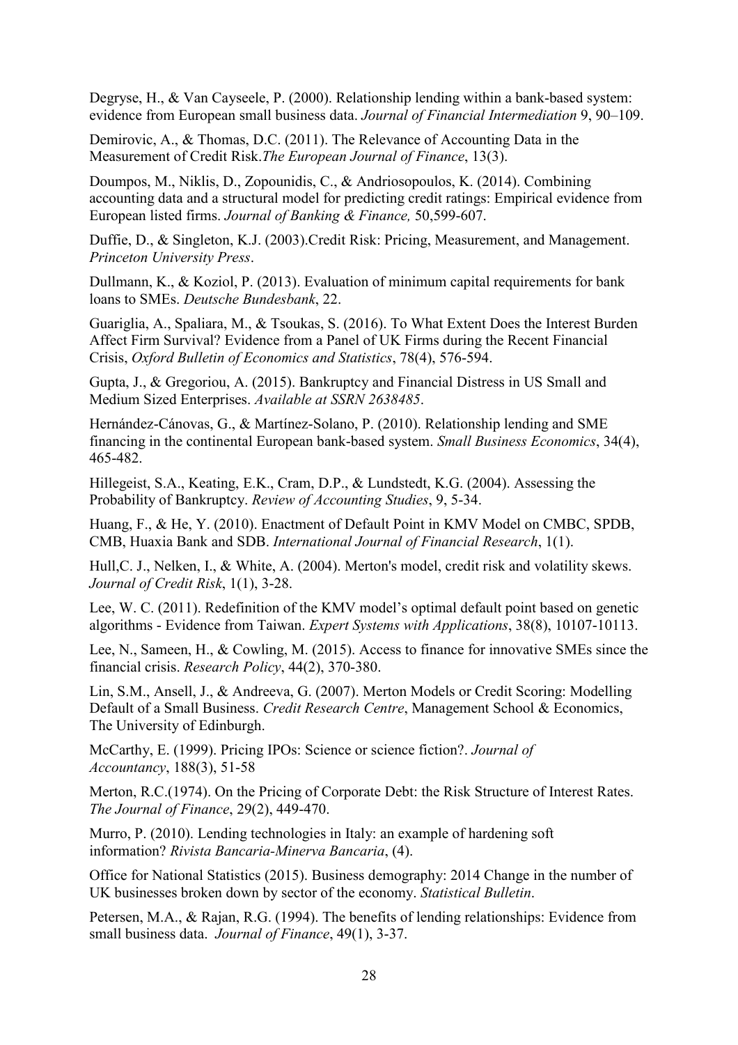Degryse, H., & Van Cayseele, P. (2000). Relationship lending within a bank-based system: evidence from European small business data. *Journal of Financial Intermediation* 9, 90–109.

Demirovic, A., & Thomas, D.C. (2011). The Relevance of Accounting Data in the Measurement of Credit Risk.*The European Journal of Finance*, 13(3).

Doumpos, M., Niklis, D., Zopounidis, C., & Andriosopoulos, K. (2014). Combining accounting data and a structural model for predicting credit ratings: Empirical evidence from European listed firms. *Journal of Banking & Finance,* 50,599-607.

Duffie, D., & Singleton, K.J. (2003).Credit Risk: Pricing, Measurement, and Management. *Princeton University Press*.

Dullmann, K., & Koziol, P. (2013). Evaluation of minimum capital requirements for bank loans to SMEs. *Deutsche Bundesbank*, 22.

Guariglia, A., Spaliara, M., & Tsoukas, S. (2016). To What Extent Does the Interest Burden Affect Firm Survival? Evidence from a Panel of UK Firms during the Recent Financial Crisis, *Oxford Bulletin of Economics and Statistics*, 78(4), 576-594.

Gupta, J., & Gregoriou, A. (2015). Bankruptcy and Financial Distress in US Small and Medium Sized Enterprises. *Available at SSRN 2638485*.

Hernández-Cánovas, G., & Martínez-Solano, P. (2010). Relationship lending and SME financing in the continental European bank-based system. *Small Business Economics*, 34(4), 465-482.

Hillegeist, S.A., Keating, E.K., Cram, D.P., & Lundstedt, K.G. (2004). Assessing the Probability of Bankruptcy. *Review of Accounting Studies*, 9, 5-34.

Huang, F., & He, Y. (2010). Enactment of Default Point in KMV Model on CMBC, SPDB, CMB, Huaxia Bank and SDB. *International Journal of Financial Research*, 1(1).

Hull,C. J., Nelken, I., & White, A. (2004). Merton's model, credit risk and volatility skews. *Journal of Credit Risk*, 1(1), 3-28.

Lee, W. C. (2011). Redefinition of the KMV model's optimal default point based on genetic algorithms - Evidence from Taiwan. *Expert Systems with Applications*, 38(8), 10107-10113.

Lee, N., Sameen, H., & Cowling, M. (2015). Access to finance for innovative SMEs since the financial crisis. *Research Policy*, 44(2), 370-380.

Lin, S.M., Ansell, J., & Andreeva, G. (2007). Merton Models or Credit Scoring: Modelling Default of a Small Business. *Credit Research Centre*, Management School & Economics, The University of Edinburgh.

McCarthy, E. (1999). Pricing IPOs: Science or science fiction?. *Journal of Accountancy*, 188(3), 51-58

Merton, R.C.(1974). On the Pricing of Corporate Debt: the Risk Structure of Interest Rates. *The Journal of Finance*, 29(2), 449-470.

Murro, P. (2010). Lending technologies in Italy: an example of hardening soft information? *Rivista Bancaria-Minerva Bancaria*, (4).

Office for National Statistics (2015). Business demography: 2014 Change in the number of UK businesses broken down by sector of the economy. *Statistical Bulletin*.

Petersen, M.A., & Rajan, R.G. (1994). The benefits of lending relationships: Evidence from small business data. *Journal of Finance*, 49(1), 3-37.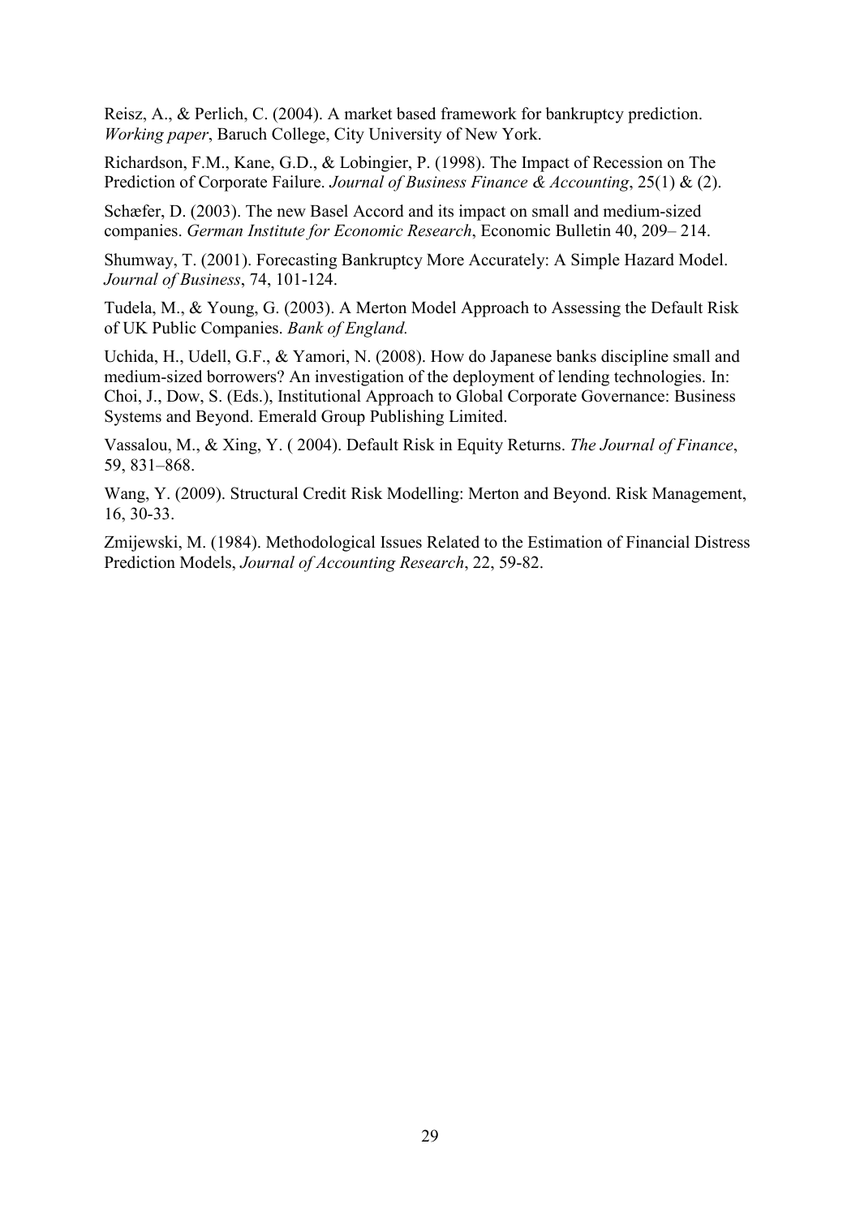Reisz, A., & Perlich, C. (2004). A market based framework for bankruptcy prediction. *Working paper*, Baruch College, City University of New York.

Richardson, F.M., Kane, G.D., & Lobingier, P. (1998). The Impact of Recession on The Prediction of Corporate Failure. *Journal of Business Finance & Accounting*, 25(1) & (2).

Schæfer, D. (2003). The new Basel Accord and its impact on small and medium-sized companies. *German Institute for Economic Research*, Economic Bulletin 40, 209– 214.

Shumway, T. (2001). Forecasting Bankruptcy More Accurately: A Simple Hazard Model. *Journal of Business*, 74, 101-124.

Tudela, M., & Young, G. (2003). A Merton Model Approach to Assessing the Default Risk of UK Public Companies. *Bank of England.*

Uchida, H., Udell, G.F., & Yamori, N. (2008). How do Japanese banks discipline small and medium-sized borrowers? An investigation of the deployment of lending technologies. In: Choi, J., Dow, S. (Eds.), Institutional Approach to Global Corporate Governance: Business Systems and Beyond. Emerald Group Publishing Limited.

Vassalou, M., & Xing, Y. ( 2004). Default Risk in Equity Returns. *The Journal of Finance*, 59, 831–868.

Wang, Y. (2009). Structural Credit Risk Modelling: Merton and Beyond. Risk Management, 16, 30-33.

Zmijewski, M. (1984). Methodological Issues Related to the Estimation of Financial Distress Prediction Models, *Journal of Accounting Research*, 22, 59-82.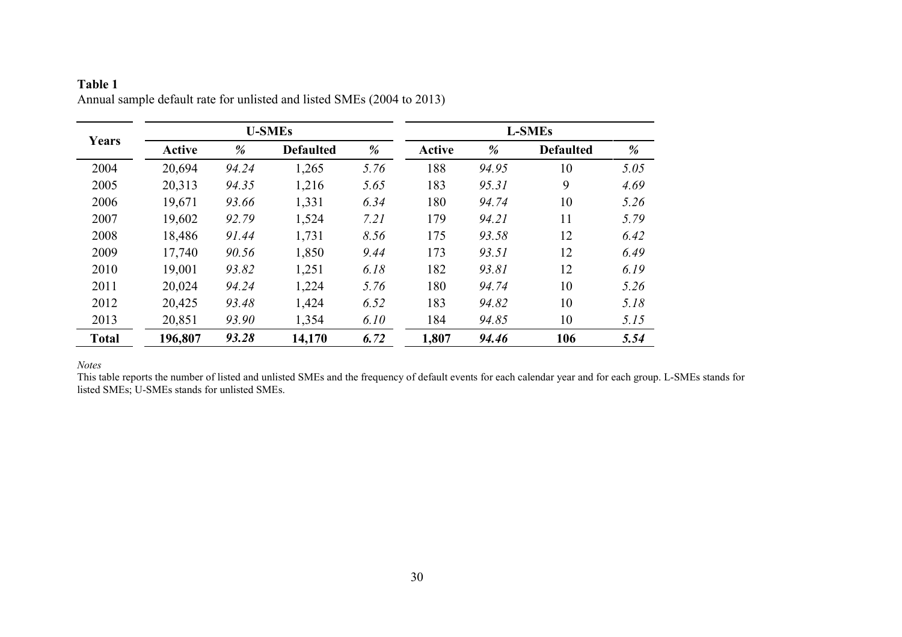**Table 1**

Annual sample default rate for unlisted and listed SMEs (2004 to 2013)

| Years | U-SMEs | | | | L-SMEs | | | |
|---|---|---|---|---|---|---|---|---|
| | Active | % | Defaulted | % | Active | % | Defaulted | % |
| 2004 | 20,694 | *94.24* | 1,265 | *5.76* | 188 | *94.95* | 10 | *5.05* |
| 2005 | 20,313 | *94.35* | 1,216 | *5.65* | 183 | *95.31* | 9 | *4.69* |
| 2006 | 19,671 | *93.66* | 1,331 | *6.34* | 180 | *94.74* | 10 | *5.26* |
| 2007 | 19,602 | *92.79* | 1,524 | *7.21* | 179 | *94.21* | 11 | *5.79* |
| 2008 | 18,486 | *91.44* | 1,731 | *8.56* | 175 | *93.58* | 12 | *6.42* |
| 2009 | 17,740 | *90.56* | 1,850 | *9.44* | 173 | *93.51* | 12 | *6.49* |
| 2010 | 19,001 | *93.82* | 1,251 | *6.18* | 182 | *93.81* | 12 | *6.19* |
| 2011 | 20,024 | *94.24* | 1,224 | *5.76* | 180 | *94.74* | 10 | *5.26* |
| 2012 | 20,425 | *93.48* | 1,424 | *6.52* | 183 | *94.82* | 10 | *5.18* |
| 2013 | 20,851 | *93.90* | 1,354 | *6.10* | 184 | *94.85* | 10 | *5.15* |
| **Total** | **196,807** | ***93.28*** | **14,170** | ***6.72*** | **1,807** | ***94.46*** | **106** | ***5.54*** |

*Notes*

This table reports the number of listed and unlisted SMEs and the frequency of default events for each calendar year and for each group. L-SMEs stands for listed SMEs; U-SMEs stands for unlisted SMEs.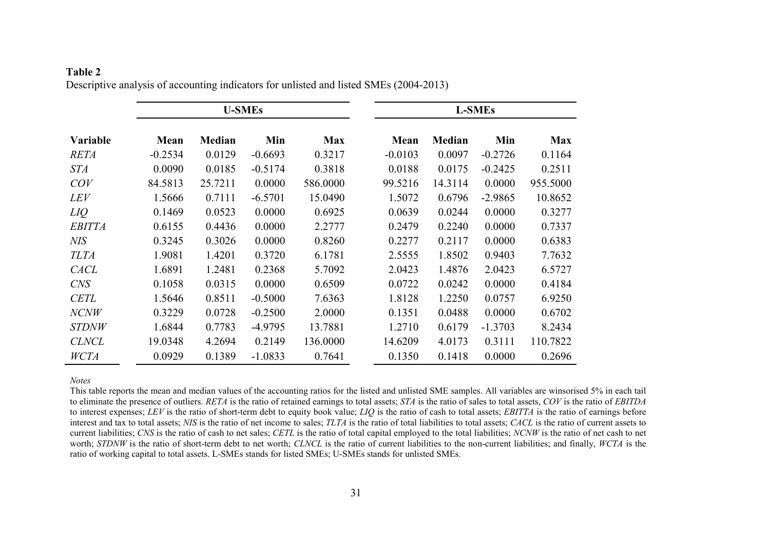**Table 2**

Descriptive analysis of accounting indicators for unlisted and listed SMEs (2004-2013)

| | U-SMEs | | | | L-SMEs | | | |
|---|---|---|---|---|---|---|---|---|
| **Variable** | **Mean** | **Median** | **Min** | **Max** | **Mean** | **Median** | **Min** | **Max** |
| *RETA* | -0.2534 | 0.0129 | -0.6693 | 0.3217 | -0.0103 | 0.0097 | -0.2726 | 0.1164 |
| *STA* | 0.0090 | 0.0185 | -0.5174 | 0.3818 | 0.0188 | 0.0175 | -0.2425 | 0.2511 |
| *COV* | 84.5813 | 25.7211 | 0.0000 | 586.0000 | 99.5216 | 14.3114 | 0.0000 | 955.5000 |
| *LEV* | 1.5666 | 0.7111 | -6.5701 | 15.0490 | 1.5072 | 0.6796 | -2.9865 | 10.8652 |
| *LIQ* | 0.1469 | 0.0523 | 0.0000 | 0.6925 | 0.0639 | 0.0244 | 0.0000 | 0.3277 |
| *EBITTA* | 0.6155 | 0.4436 | 0.0000 | 2.2777 | 0.2479 | 0.2240 | 0.0000 | 0.7337 |
| *NIS* | 0.3245 | 0.3026 | 0.0000 | 0.8260 | 0.2277 | 0.2117 | 0.0000 | 0.6383 |
| *TLTA* | 1.9081 | 1.4201 | 0.3720 | 6.1781 | 2.5555 | 1.8502 | 0.9403 | 7.7632 |
| *CACL* | 1.6891 | 1.2481 | 0.2368 | 5.7092 | 2.0423 | 1.4876 | 2.0423 | 6.5727 |
| *CNS* | 0.1058 | 0.0315 | 0.0000 | 0.6509 | 0.0722 | 0.0242 | 0.0000 | 0.4184 |
| *CETL* | 1.5646 | 0.8511 | -0.5000 | 7.6363 | 1.8128 | 1.2250 | 0.0757 | 6.9250 |
| *NCNW* | 0.3229 | 0.0728 | -0.2500 | 2.0000 | 0.1351 | 0.0488 | 0.0000 | 0.6702 |
| *STDNW* | 1.6844 | 0.7783 | -4.9795 | 13.7881 | 1.2710 | 0.6179 | -1.3703 | 8.2434 |
| *CLNCL* | 19.0348 | 4.2694 | 0.2149 | 136.0000 | 14.6209 | 4.0173 | 0.3111 | 110.7822 |
| *WCTA* | 0.0929 | 0.1389 | -1.0833 | 0.7641 | 0.1350 | 0.1418 | 0.0000 | 0.2696 |

*Notes*

This table reports the mean and median values of the accounting ratios for the listed and unlisted SME samples. All variables are winsorised 5% in each tail to eliminate the presence of outliers. *RETA* is the ratio of retained earnings to total assets; *STA* is the ratio of sales to total assets, *COV* is the ratio of *EBITDA* to interest expenses; *LEV* is the ratio of short-term debt to equity book value; *LIQ* is the ratio of cash to total assets; *EBITTA* is the ratio of earnings before interest and tax to total assets; *NIS* is the ratio of net income to sales; *TLTA* is the ratio of total liabilities to total assets; *CACL* is the ratio of current assets to current liabilities; *CNS* is the ratio of cash to net sales; *CETL* is the ratio of total capital employed to the total liabilities; *NCNW* is the ratio of net cash to net worth; *STDNW* is the ratio of short-term debt to net worth; *CLNCL* is the ratio of current liabilities to the non-current liabilities; and finally, *WCTA* is the ratio of working capital to total assets. L-SMEs stands for listed SMEs; U-SMEs stands for unlisted SMEs.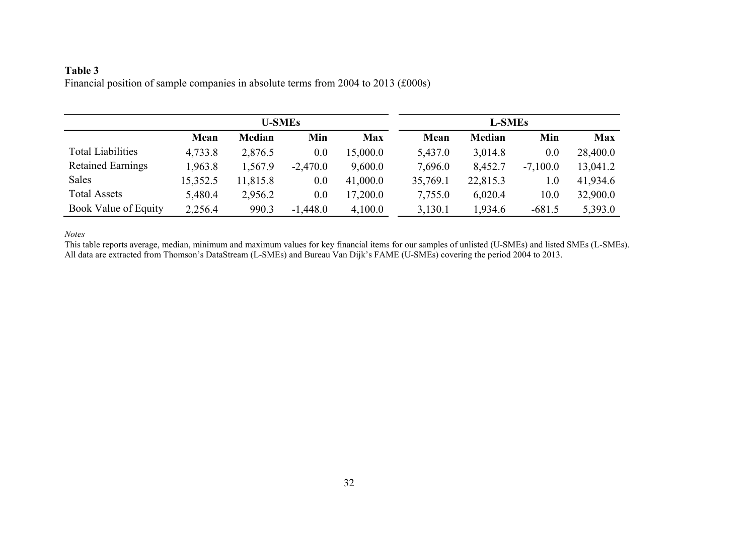**Table 3**
Financial position of sample companies in absolute terms from 2004 to 2013 (£000s)

| | U-SMEs | | | | L-SMEs | | | |
|---|---|---|---|---|---|---|---|---|
| | **Mean** | **Median** | **Min** | **Max** | **Mean** | **Median** | **Min** | **Max** |
| Total Liabilities | 4,733.8 | 2,876.5 | 0.0 | 15,000.0 | 5,437.0 | 3,014.8 | 0.0 | 28,400.0 |
| Retained Earnings | 1,963.8 | 1,567.9 | -2,470.0 | 9,600.0 | 7,696.0 | 8,452.7 | -7,100.0 | 13,041.2 |
| Sales | 15,352.5 | 11,815.8 | 0.0 | 41,000.0 | 35,769.1 | 22,815.3 | 1.0 | 41,934.6 |
| Total Assets | 5,480.4 | 2,956.2 | 0.0 | 17,200.0 | 7,755.0 | 6,020.4 | 10.0 | 32,900.0 |
| Book Value of Equity | 2,256.4 | 990.3 | -1,448.0 | 4,100.0 | 3,130.1 | 1,934.6 | -681.5 | 5,393.0 |

*Notes*

This table reports average, median, minimum and maximum values for key financial items for our samples of unlisted (U-SMEs) and listed SMEs (L-SMEs). All data are extracted from Thomson's DataStream (L-SMEs) and Bureau Van Dijk's FAME (U-SMEs) covering the period 2004 to 2013.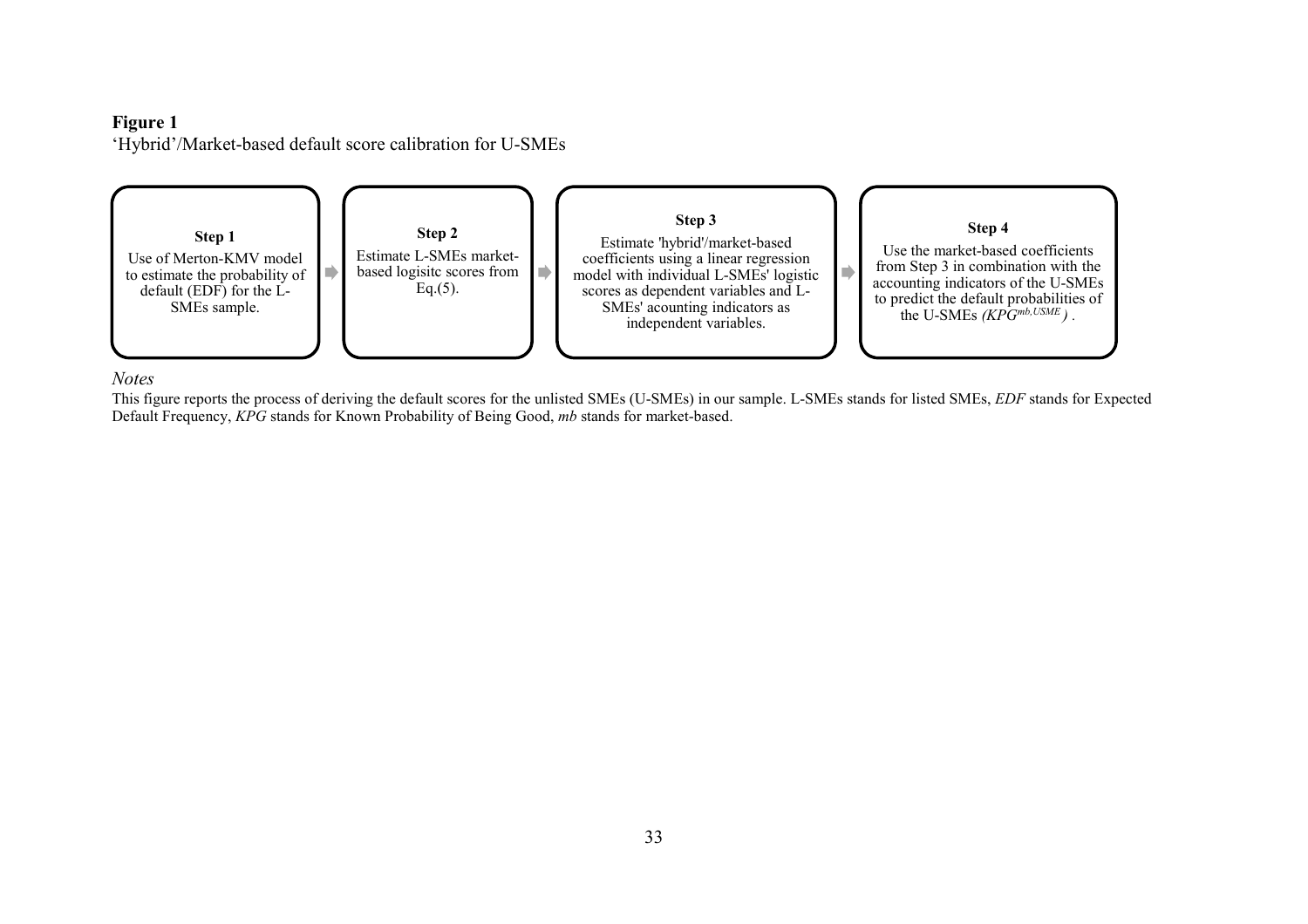**Figure 1**

'Hybrid'/Market-based default score calibration for U-SMEs

**Step 1**
Use of Merton-KMV model to estimate the probability of default (EDF) for the L-SMEs sample.

➡

**Step 2**
Estimate L-SMEs market-based logisitc scores from Eq.(5).

➡

**Step 3**
Estimate 'hybrid'/market-based coefficients using a linear regression model with individual L-SMEs' logistic scores as dependent variables and L-SMEs' acounting indicators as independent variables.

➡

**Step 4**
Use the market-based coefficients from Step 3 in combination with the accounting indicators of the U-SMEs to predict the default probabilities of the U-SMEs *($KPG^{mb,USME}$)* .

*Notes*

This figure reports the process of deriving the default scores for the unlisted SMEs (U-SMEs) in our sample. L-SMEs stands for listed SMEs, *EDF* stands for Expected Default Frequency, *KPG* stands for Known Probability of Being Good, *mb* stands for market-based.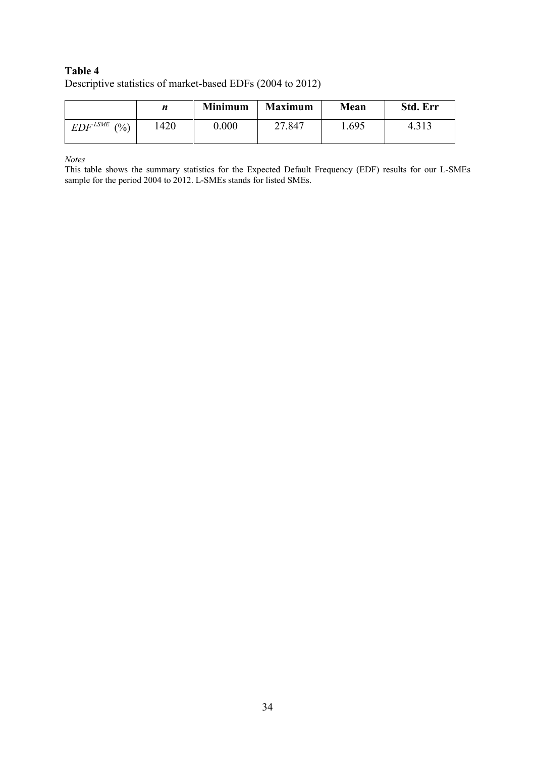**Table 4**

Descriptive statistics of market-based EDFs (2004 to 2012)

| | ***n*** | **Minimum** | **Maximum** | **Mean** | **Std. Err** |
|---|---|---|---|---|---|
| $EDF^{LSME}$ (%) | 1420 | 0.000 | 27.847 | 1.695 | 4.313 |

*Notes*

This table shows the summary statistics for the Expected Default Frequency (EDF) results for our L-SMEs sample for the period 2004 to 2012. L-SMEs stands for listed SMEs.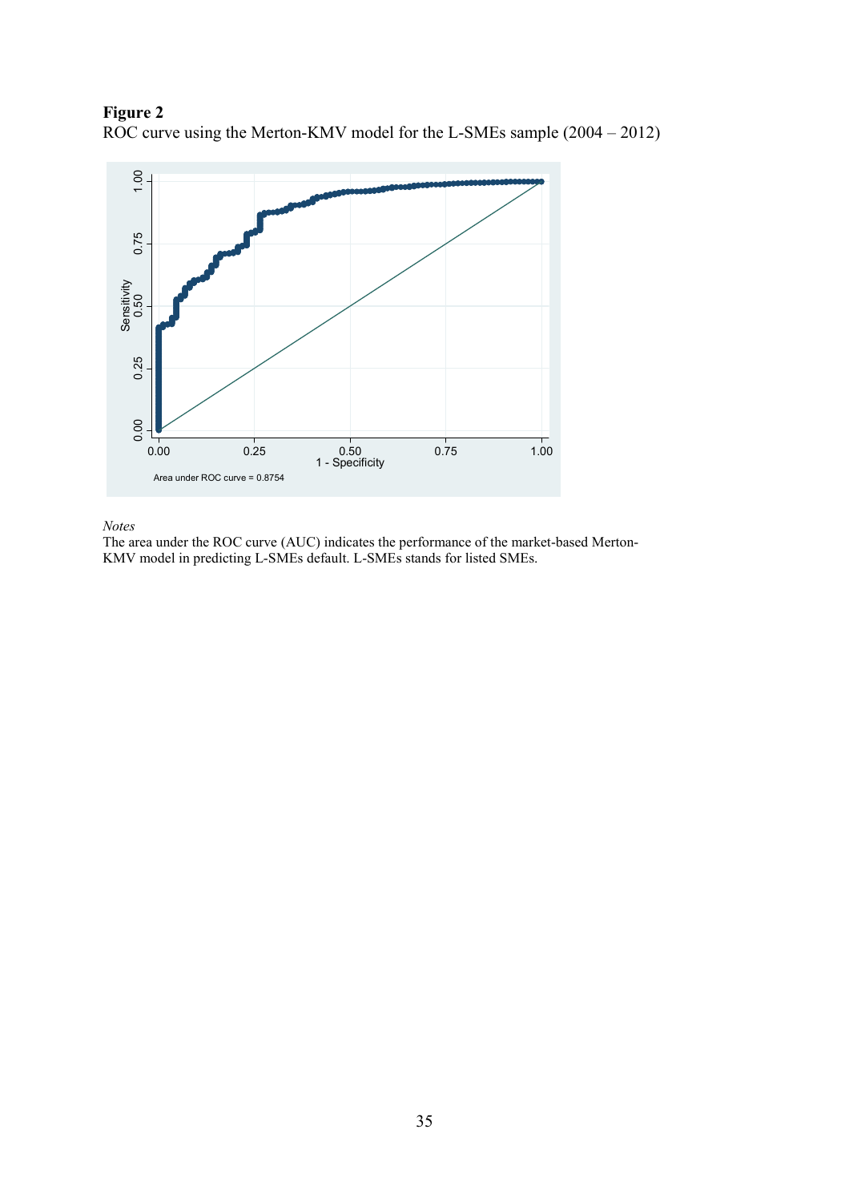**Figure 2**
ROC curve using the Merton-KMV model for the L-SMEs sample (2004 – 2012)

*Notes*
The area under the ROC curve (AUC) indicates the performance of the market-based Merton-KMV model in predicting L-SMEs default. L-SMEs stands for listed SMEs.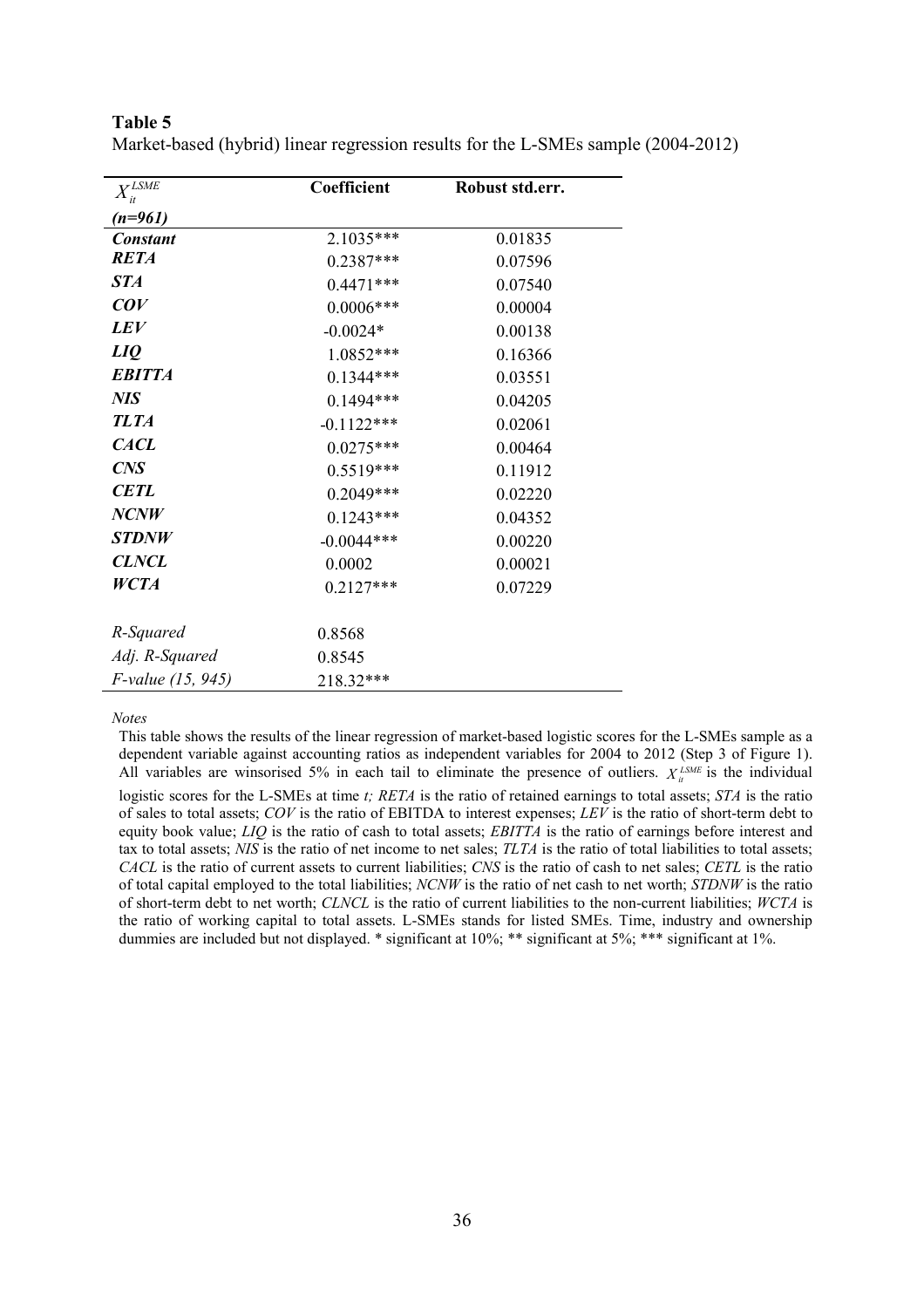**Table 5**

Market-based (hybrid) linear regression results for the L-SMEs sample (2004-2012)

| $X_{it}^{LSME}$ *(n=961)* | **Coefficient** | **Robust std.err.** |
|---|---|---|
| ***Constant*** | 2.1035*** | 0.01835 |
| ***RETA*** | 0.2387*** | 0.07596 |
| ***STA*** | 0.4471*** | 0.07540 |
| ***COV*** | 0.0006*** | 0.00004 |
| ***LEV*** | -0.0024* | 0.00138 |
| ***LIQ*** | 1.0852*** | 0.16366 |
| ***EBITTA*** | 0.1344*** | 0.03551 |
| ***NIS*** | 0.1494*** | 0.04205 |
| ***TLTA*** | -0.1122*** | 0.02061 |
| ***CACL*** | 0.0275*** | 0.00464 |
| ***CNS*** | 0.5519*** | 0.11912 |
| ***CETL*** | 0.2049*** | 0.02220 |
| ***NCNW*** | 0.1243*** | 0.04352 |
| ***STDNW*** | -0.0044*** | 0.00220 |
| ***CLNCL*** | 0.0002 | 0.00021 |
| ***WCTA*** | 0.2127*** | 0.07229 |
| *R-Squared* | 0.8568 | |
| *Adj. R-Squared* | 0.8545 | |
| *F-value (15, 945)* | 218.32*** | |

*Notes*

This table shows the results of the linear regression of market-based logistic scores for the L-SMEs sample as a dependent variable against accounting ratios as independent variables for 2004 to 2012 (Step 3 of Figure 1). All variables are winsorised 5% in each tail to eliminate the presence of outliers. $X_{it}^{LSME}$ is the individual logistic scores for the L-SMEs at time *t; RETA* is the ratio of retained earnings to total assets; *STA* is the ratio of sales to total assets; *COV* is the ratio of EBITDA to interest expenses; *LEV* is the ratio of short-term debt to equity book value; *LIQ* is the ratio of cash to total assets; *EBITTA* is the ratio of earnings before interest and tax to total assets; *NIS* is the ratio of net income to net sales; *TLTA* is the ratio of total liabilities to total assets; *CACL* is the ratio of current assets to current liabilities; *CNS* is the ratio of cash to net sales; *CETL* is the ratio of total capital employed to the total liabilities; *NCNW* is the ratio of net cash to net worth; *STDNW* is the ratio of short-term debt to net worth; *CLNCL* is the ratio of current liabilities to the non-current liabilities; *WCTA* is the ratio of working capital to total assets. L-SMEs stands for listed SMEs. Time, industry and ownership dummies are included but not displayed. * significant at 10%; ** significant at 5%; *** significant at 1%.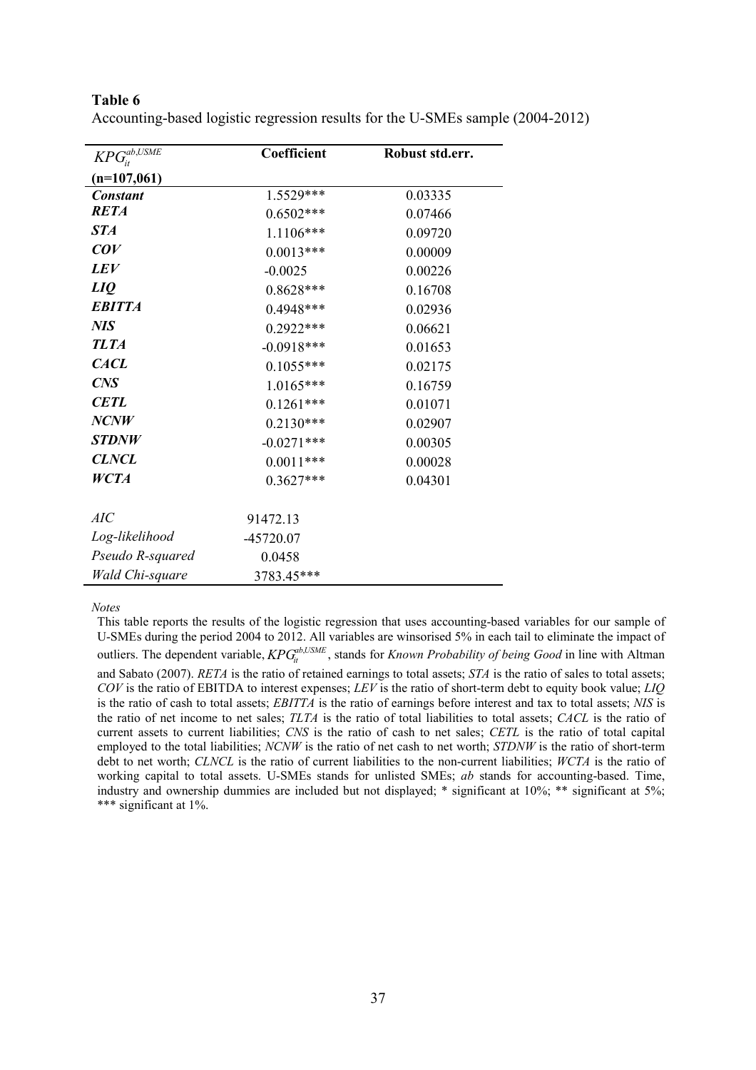**Table 6**

Accounting-based logistic regression results for the U-SMEs sample (2004-2012)

| $KPG_{it}^{ab,USME}$ | Coefficient | Robust std.err. |
|---|---|---|
| **(n=107,061)** | | |
| ***Constant*** | 1.5529*** | 0.03335 |
| ***RETA*** | 0.6502*** | 0.07466 |
| ***STA*** | 1.1106*** | 0.09720 |
| ***COV*** | 0.0013*** | 0.00009 |
| ***LEV*** | -0.0025 | 0.00226 |
| ***LIQ*** | 0.8628*** | 0.16708 |
| ***EBITTA*** | 0.4948*** | 0.02936 |
| ***NIS*** | 0.2922*** | 0.06621 |
| ***TLTA*** | -0.0918*** | 0.01653 |
| ***CACL*** | 0.1055*** | 0.02175 |
| ***CNS*** | 1.0165*** | 0.16759 |
| ***CETL*** | 0.1261*** | 0.01071 |
| ***NCNW*** | 0.2130*** | 0.02907 |
| ***STDNW*** | -0.0271*** | 0.00305 |
| ***CLNCL*** | 0.0011*** | 0.00028 |
| ***WCTA*** | 0.3627*** | 0.04301 |
| *AIC* | 91472.13 | |
| *Log-likelihood* | -45720.07 | |
| *Pseudo R-squared* | 0.0458 | |
| *Wald Chi-square* | 3783.45*** | |

*Notes*

This table reports the results of the logistic regression that uses accounting-based variables for our sample of U-SMEs during the period 2004 to 2012. All variables are winsorised 5% in each tail to eliminate the impact of outliers. The dependent variable, $KPG_{it}^{ab,USME}$, stands for *Known Probability of being Good* in line with Altman and Sabato (2007). *RETA* is the ratio of retained earnings to total assets; *STA* is the ratio of sales to total assets; *COV* is the ratio of EBITDA to interest expenses; *LEV* is the ratio of short-term debt to equity book value; *LIQ* is the ratio of cash to total assets; *EBITTA* is the ratio of earnings before interest and tax to total assets; *NIS* is the ratio of net income to net sales; *TLTA* is the ratio of total liabilities to total assets; *CACL* is the ratio of current assets to current liabilities; *CNS* is the ratio of cash to net sales; *CETL* is the ratio of total capital employed to the total liabilities; *NCNW* is the ratio of net cash to net worth; *STDNW* is the ratio of short-term debt to net worth; *CLNCL* is the ratio of current liabilities to the non-current liabilities; *WCTA* is the ratio of working capital to total assets. U-SMEs stands for unlisted SMEs; *ab* stands for accounting-based. Time, industry and ownership dummies are included but not displayed; * significant at 10%; ** significant at 5%; *** significant at 1%.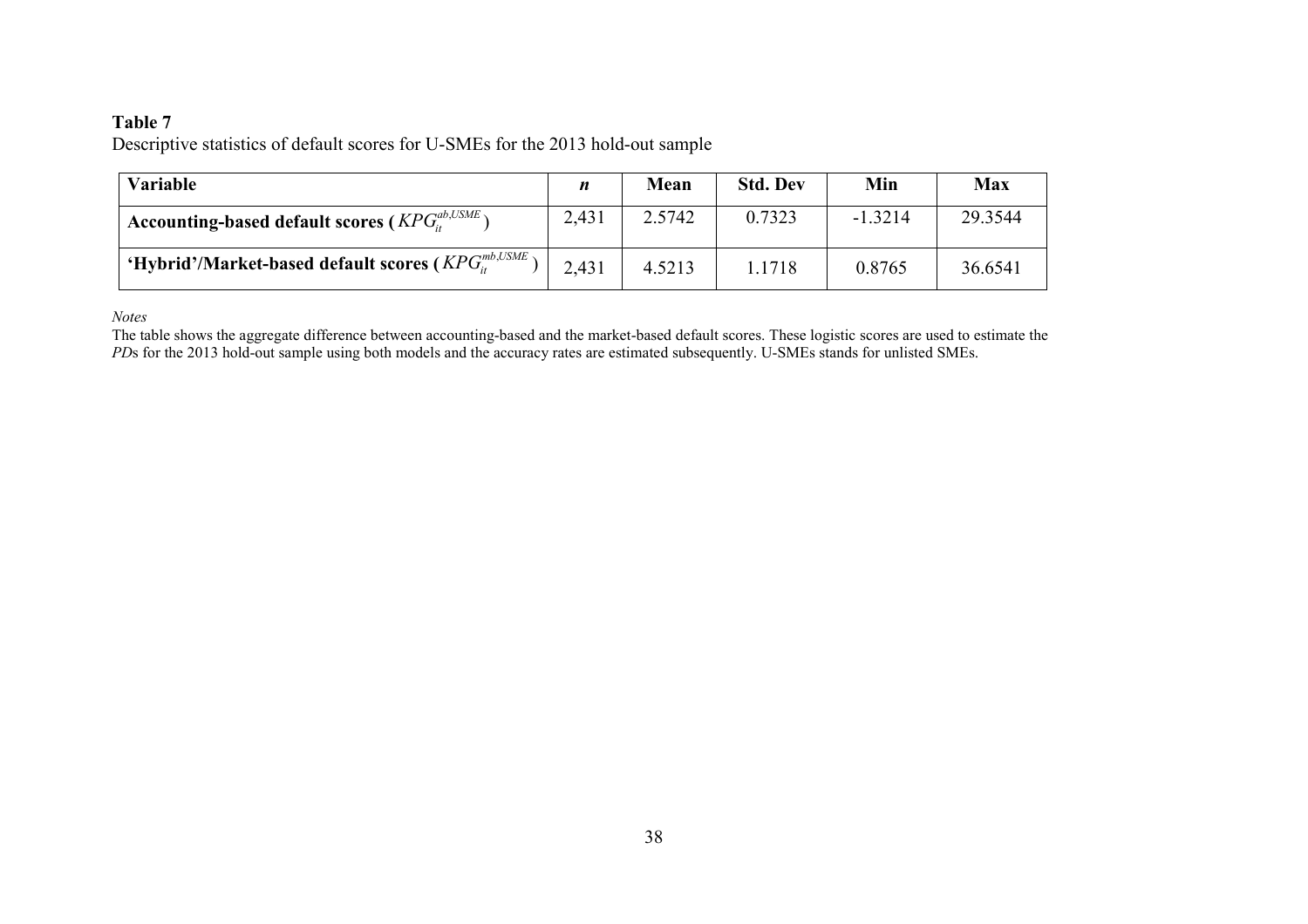**Table 7**

Descriptive statistics of default scores for U-SMEs for the 2013 hold-out sample

| Variable | *n* | Mean | Std. Dev | Min | Max |
|---|---|---|---|---|---|
| **Accounting-based default scores (** $KPG_{it}^{ab,USME}$ **)** | 2,431 | 2.5742 | 0.7323 | -1.3214 | 29.3544 |
| **'Hybrid'/Market-based default scores (** $KPG_{it}^{mb,USME}$ **)** | 2,431 | 4.5213 | 1.1718 | 0.8765 | 36.6541 |

*Notes*

The table shows the aggregate difference between accounting-based and the market-based default scores. These logistic scores are used to estimate the *PD*s for the 2013 hold-out sample using both models and the accuracy rates are estimated subsequently. U-SMEs stands for unlisted SMEs.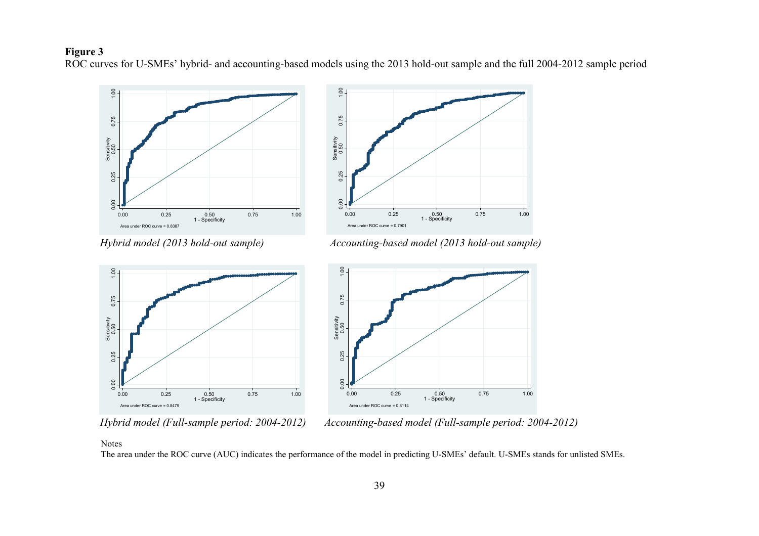**Figure 3**

ROC curves for U-SMEs' hybrid- and accounting-based models using the 2013 hold-out sample and the full 2004-2012 sample period

Area under ROC curve = 0.8387

*Hybrid model (2013 hold-out sample)*

Area under ROC curve = 0.7901

*Accounting-based model (2013 hold-out sample)*

Area under ROC curve = 0.8479

*Hybrid model (Full-sample period: 2004-2012)*

Area under ROC curve = 0.8114

*Accounting-based model (Full-sample period: 2004-2012)*

Notes

The area under the ROC curve (AUC) indicates the performance of the model in predicting U-SMEs' default. U-SMEs stands for unlisted SMEs.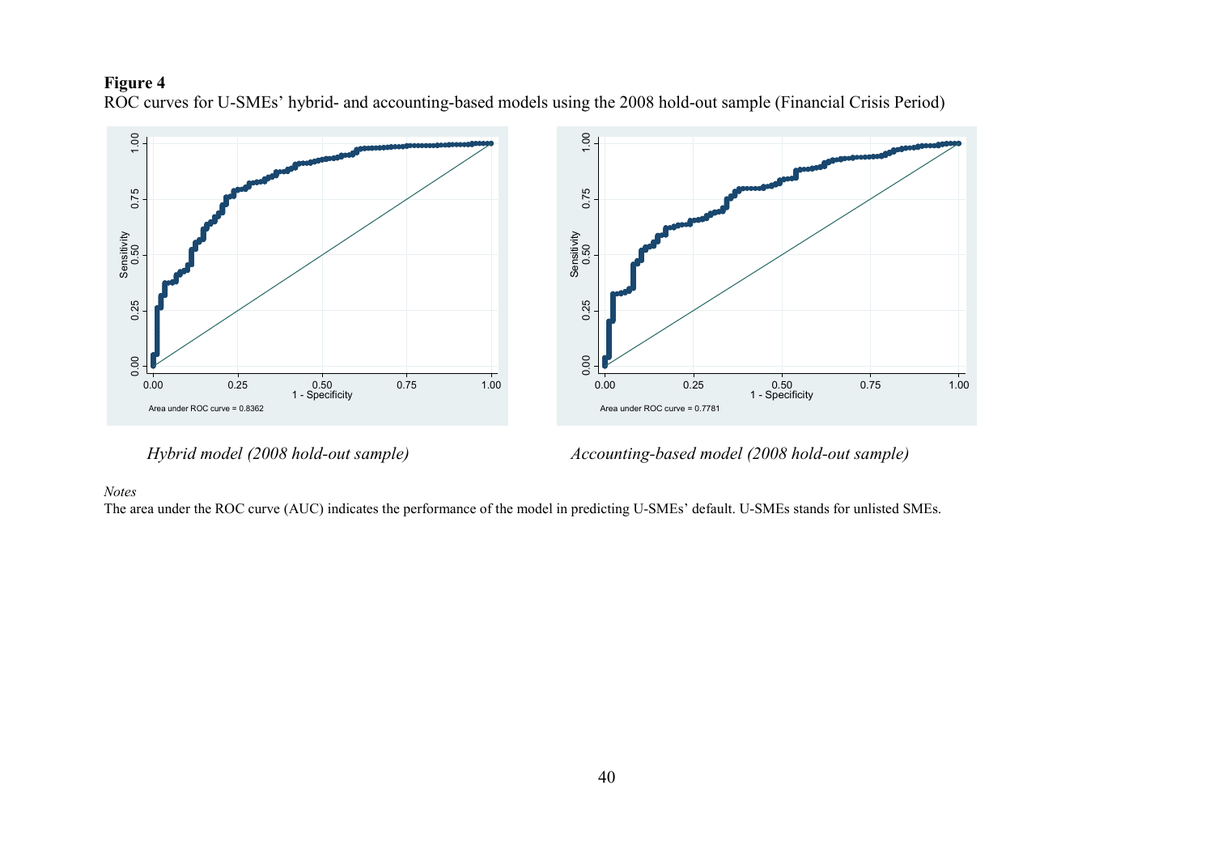**Figure 4**

ROC curves for U-SMEs' hybrid- and accounting-based models using the 2008 hold-out sample (Financial Crisis Period)

Area under ROC curve = 0.8362

*Hybrid model (2008 hold-out sample)*

Area under ROC curve = 0.7781

*Accounting-based model (2008 hold-out sample)*

*Notes*

The area under the ROC curve (AUC) indicates the performance of the model in predicting U-SMEs' default. U-SMEs stands for unlisted SMEs.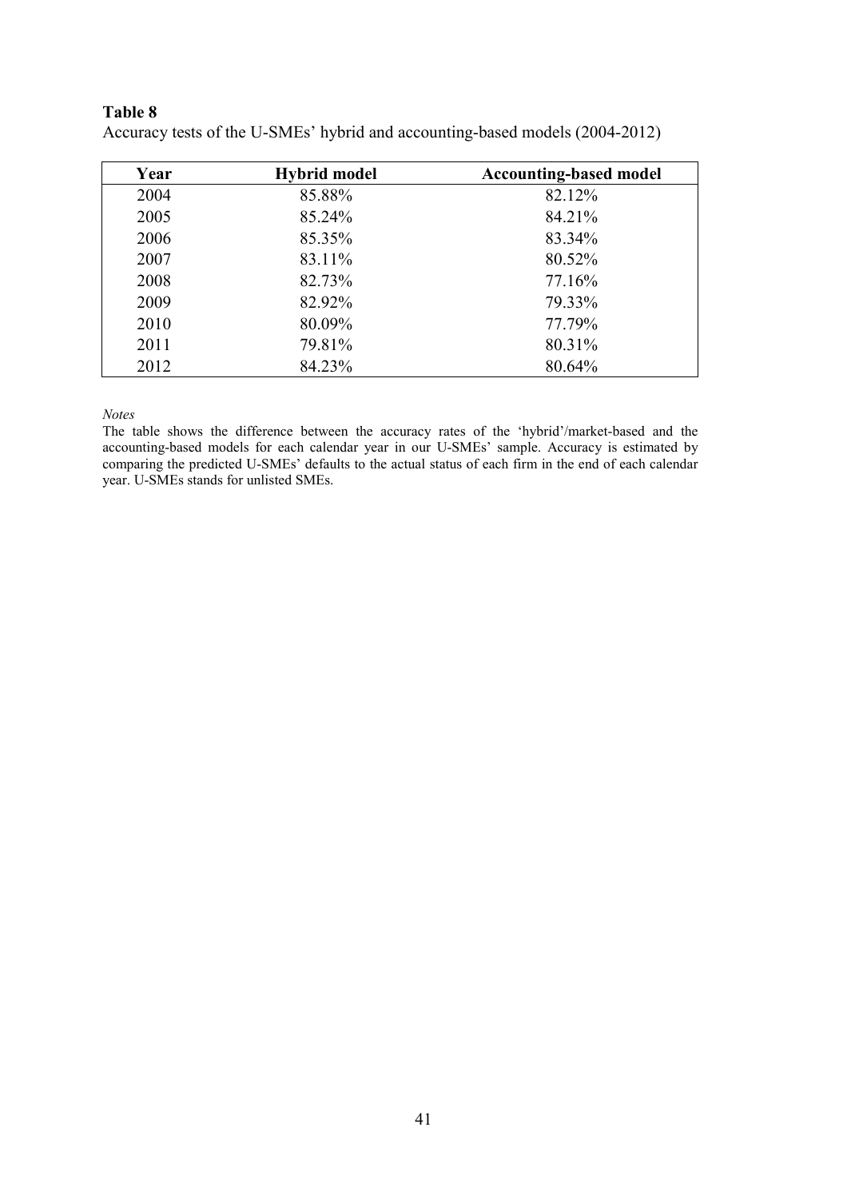**Table 8**

Accuracy tests of the U-SMEs' hybrid and accounting-based models (2004-2012)

| Year | Hybrid model | Accounting-based model |
|---|---|---|
| 2004 | 85.88% | 82.12% |
| 2005 | 85.24% | 84.21% |
| 2006 | 85.35% | 83.34% |
| 2007 | 83.11% | 80.52% |
| 2008 | 82.73% | 77.16% |
| 2009 | 82.92% | 79.33% |
| 2010 | 80.09% | 77.79% |
| 2011 | 79.81% | 80.31% |
| 2012 | 84.23% | 80.64% |

*Notes*

The table shows the difference between the accuracy rates of the 'hybrid'/market-based and the accounting-based models for each calendar year in our U-SMEs' sample. Accuracy is estimated by comparing the predicted U-SMEs' defaults to the actual status of each firm in the end of each calendar year. U-SMEs stands for unlisted SMEs.